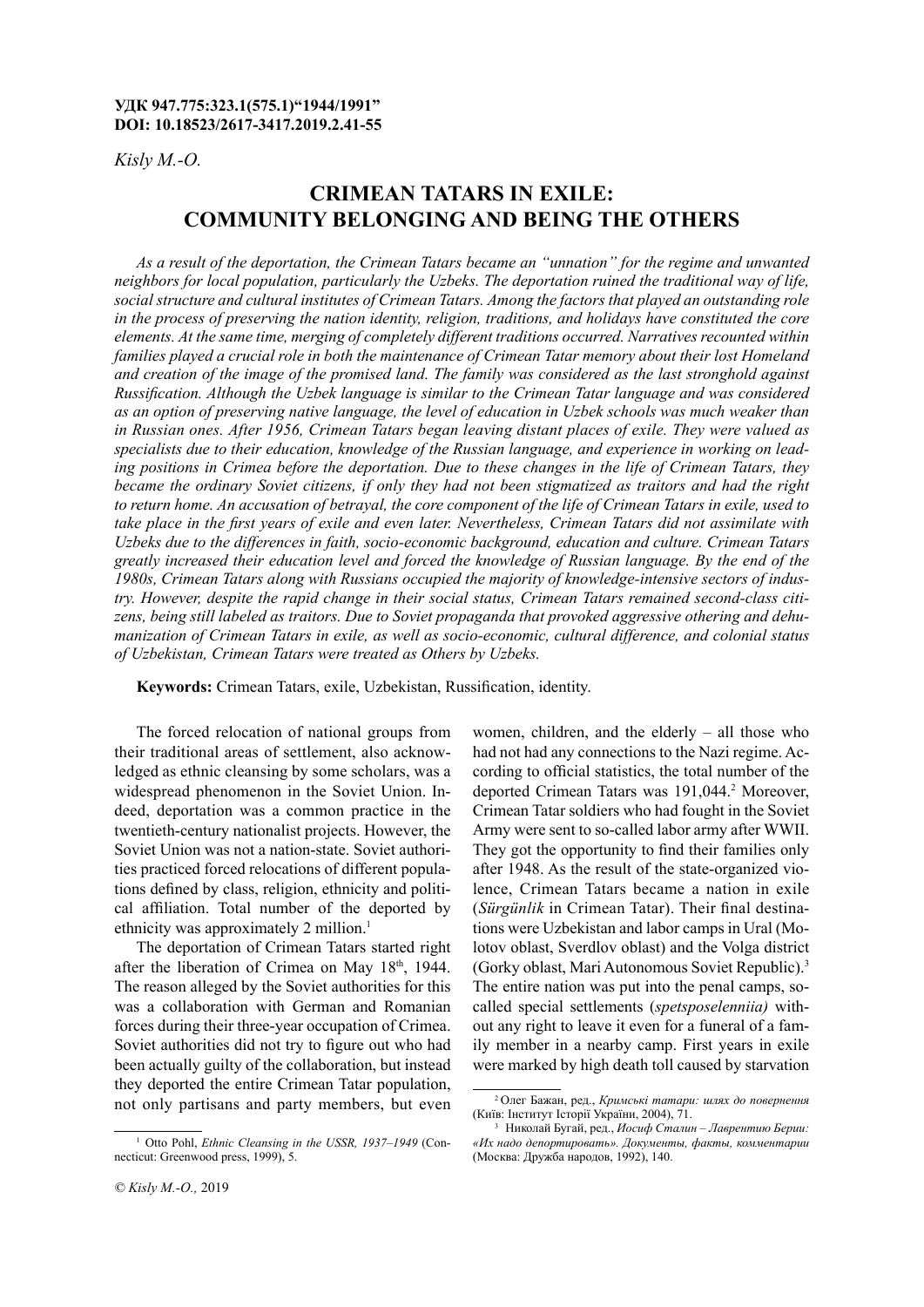**УДК 947.775:323.1(575.1)"1944/1991"**
**DOI: 10.18523/2617-3417.2019.2.41-55**

*Kisly M.-O.*

# CRIMEAN TATARS IN EXILE: COMMUNITY BELONGING AND BEING THE OTHERS

*As a result of the deportation, the Crimean Tatars became an "unnation" for the regime and unwanted neighbors for local population, particularly the Uzbeks. The deportation ruined the traditional way of life, social structure and cultural institutes of Crimean Tatars. Among the factors that played an outstanding role in the process of preserving the nation identity, religion, traditions, and holidays have constituted the core elements. At the same time, merging of completely different traditions occurred. Narratives recounted within families played a crucial role in both the maintenance of Crimean Tatar memory about their lost Homeland and creation of the image of the promised land. The family was considered as the last stronghold against Russification. Although the Uzbek language is similar to the Crimean Tatar language and was considered as an option of preserving native language, the level of education in Uzbek schools was much weaker than in Russian ones. After 1956, Crimean Tatars began leaving distant places of exile. They were valued as specialists due to their education, knowledge of the Russian language, and experience in working on leading positions in Crimea before the deportation. Due to these changes in the life of Crimean Tatars, they became the ordinary Soviet citizens, if only they had not been stigmatized as traitors and had the right to return home. An accusation of betrayal, the core component of the life of Crimean Tatars in exile, used to take place in the first years of exile and even later. Nevertheless, Crimean Tatars did not assimilate with Uzbeks due to the differences in faith, socio-economic background, education and culture. Crimean Tatars greatly increased their education level and forced the knowledge of Russian language. By the end of the 1980s, Crimean Tatars along with Russians occupied the majority of knowledge-intensive sectors of industry. However, despite the rapid change in their social status, Crimean Tatars remained second-class citizens, being still labeled as traitors. Due to Soviet propaganda that provoked aggressive othering and dehumanization of Crimean Tatars in exile, as well as socio-economic, cultural difference, and colonial status of Uzbekistan, Crimean Tatars were treated as Others by Uzbeks.*

**Keywords:** Crimean Tatars, exile, Uzbekistan, Russification, identity.

The forced relocation of national groups from their traditional areas of settlement, also acknowledged as ethnic cleansing by some scholars, was a widespread phenomenon in the Soviet Union. Indeed, deportation was a common practice in the twentieth-century nationalist projects. However, the Soviet Union was not a nation-state. Soviet authorities practiced forced relocations of different populations defined by class, religion, ethnicity and political affiliation. Total number of the deported by ethnicity was approximately 2 million.[1]

The deportation of Crimean Tatars started right after the liberation of Crimea on May 18th, 1944. The reason alleged by the Soviet authorities for this was a collaboration with German and Romanian forces during their three-year occupation of Crimea. Soviet authorities did not try to figure out who had been actually guilty of the collaboration, but instead they deported the entire Crimean Tatar population, not only partisans and party members, but even women, children, and the elderly – all those who had not had any connections to the Nazi regime. According to official statistics, the total number of the deported Crimean Tatars was 191,044.[2] Moreover, Crimean Tatar soldiers who had fought in the Soviet Army were sent to so-called labor army after WWII. They got the opportunity to find their families only after 1948. As the result of the state-organized violence, Crimean Tatars became a nation in exile (*Sürgünlik* in Crimean Tatar). Their final destinations were Uzbekistan and labor camps in Ural (Molotov oblast, Sverdlov oblast) and the Volga district (Gorky oblast, Mari Autonomous Soviet Republic).[3] The entire nation was put into the penal camps, so-called special settlements (*spetsposelenniia)* without any right to leave it even for a funeral of a family member in a nearby camp. First years in exile were marked by high death toll caused by starvation

[1] Otto Pohl, *Ethnic Cleansing in the USSR, 1937–1949* (Connecticut: Greenwood press, 1999), 5.

[2] Олег Бажан, ред., *Кримські татари: шлях до повернення* (Київ: Інститут Історії України, 2004), 71.

[3] Николай Бугай, ред., *Иосиф Сталин – Лаврентию Берии: «Их надо депортировать». Документы, факты, комментарии* (Москва: Дружба народов, 1992), 140.

© *Kisly M.-O.,* 2019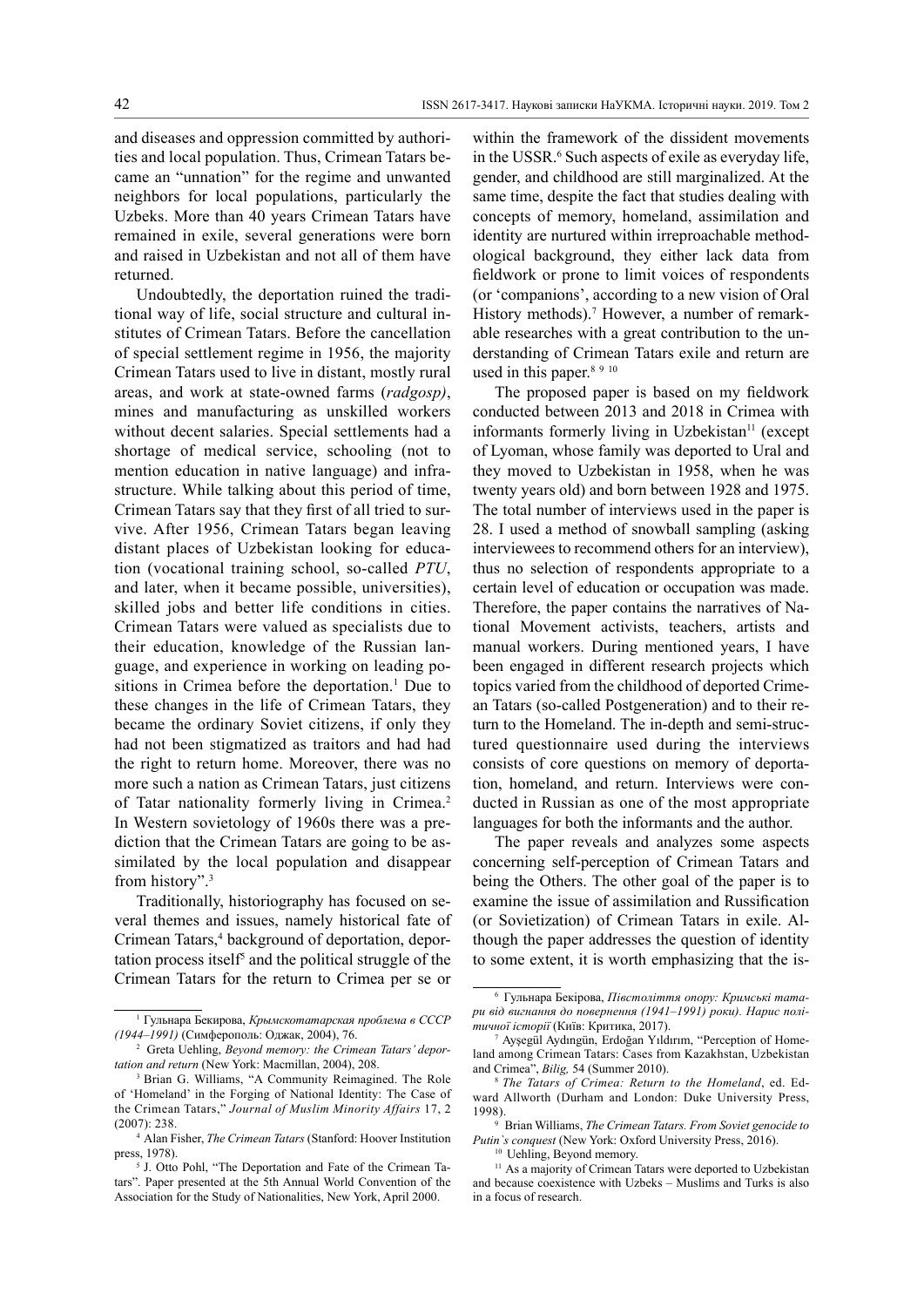and diseases and oppression committed by authorities and local population. Thus, Crimean Tatars became an "unnation" for the regime and unwanted neighbors for local populations, particularly the Uzbeks. More than 40 years Crimean Tatars have remained in exile, several generations were born and raised in Uzbekistan and not all of them have returned.

Undoubtedly, the deportation ruined the traditional way of life, social structure and cultural institutes of Crimean Tatars. Before the cancellation of special settlement regime in 1956, the majority Crimean Tatars used to live in distant, mostly rural areas, and work at state-owned farms (*radgosp)*, mines and manufacturing as unskilled workers without decent salaries. Special settlements had a shortage of medical service, schooling (not to mention education in native language) and infrastructure. While talking about this period of time, Crimean Tatars say that they first of all tried to survive. After 1956, Crimean Tatars began leaving distant places of Uzbekistan looking for education (vocational training school, so-called *PTU*, and later, when it became possible, universities), skilled jobs and better life conditions in cities. Crimean Tatars were valued as specialists due to their education, knowledge of the Russian language, and experience in working on leading positions in Crimea before the deportation.[1] Due to these changes in the life of Crimean Tatars, they became the ordinary Soviet citizens, if only they had not been stigmatized as traitors and had had the right to return home. Moreover, there was no more such a nation as Crimean Tatars, just citizens of Tatar nationality formerly living in Crimea.[2] In Western sovietology of 1960s there was a prediction that the Crimean Tatars are going to be assimilated by the local population and disappear from history".[3]

Traditionally, historiography has focused on several themes and issues, namely historical fate of Crimean Tatars,[4] background of deportation, deportation process itself[5] and the political struggle of the Crimean Tatars for the return to Crimea per se or within the framework of the dissident movements in the USSR.[6] Such aspects of exile as everyday life, gender, and childhood are still marginalized. At the same time, despite the fact that studies dealing with concepts of memory, homeland, assimilation and identity are nurtured within irreproachable methodological background, they either lack data from fieldwork or prone to limit voices of respondents (or 'companions', according to a new vision of Oral History methods).[7] However, a number of remarkable researches with a great contribution to the understanding of Crimean Tatars exile and return are used in this paper.[8] [9] [10]

The proposed paper is based on my fieldwork conducted between 2013 and 2018 in Crimea with informants formerly living in Uzbekistan[11] (except of Lyoman, whose family was deported to Ural and they moved to Uzbekistan in 1958, when he was twenty years old) and born between 1928 and 1975. The total number of interviews used in the paper is 28. I used a method of snowball sampling (asking interviewees to recommend others for an interview), thus no selection of respondents appropriate to a certain level of education or occupation was made. Therefore, the paper contains the narratives of National Movement activists, teachers, artists and manual workers. During mentioned years, I have been engaged in different research projects which topics varied from the childhood of deported Crimean Tatars (so-called Postgeneration) and to their return to the Homeland. The in-depth and semi-structured questionnaire used during the interviews consists of core questions on memory of deportation, homeland, and return. Interviews were conducted in Russian as one of the most appropriate languages for both the informants and the author.

The paper reveals and analyzes some aspects concerning self-perception of Crimean Tatars and being the Others. The other goal of the paper is to examine the issue of assimilation and Russification (or Sovietization) of Crimean Tatars in exile. Although the paper addresses the question of identity to some extent, it is worth emphasizing that the is-

---

[1] Гульнара Бекирова, *Крымскотатарская проблема в СССР (1944–1991)* (Симферополь: Оджак, 2004), 76.

[2] Greta Uehling, *Beyond memory: the Crimean Tatars' deportation and return* (New York: Macmillan, 2004), 208.

[3] Brian G. Williams, "A Community Reimagined. The Role of 'Homeland' in the Forging of National Identity: The Case of the Crimean Tatars," *Journal of Muslim Minority Affairs* 17, 2 (2007): 238.

[4] Alan Fisher, *The Crimean Tatars* (Stanford: Hoover Institution press, 1978).

[5] J. Otto Pohl, "The Deportation and Fate of the Crimean Tatars". Paper presented at the 5th Annual World Convention of the Association for the Study of Nationalities, New York, April 2000.

[6] Гульнара Бекірова, *Півстоліття опору: Кримські татари від вигнання до повернення (1941–1991) роки). Нарис політичної історії* (Київ: Критика, 2017).

[7] Ayşegül Aydıngün, Erdoğan Yıldırım, "Perception of Homeland among Crimean Tatars: Cases from Kazakhstan, Uzbekistan and Crimea", *Bilig,* 54 (Summer 2010).

[8] *The Tatars of Crimea: Return to the Homeland*, ed. Edward Allworth (Durham and London: Duke University Press, 1998).

[9] Brian Williams, *The Crimean Tatars. From Soviet genocide to Putin`s conquest* (New York: Oxford University Press, 2016).

[10] Uehling, Beyond memory.

[11] As a majority of Crimean Tatars were deported to Uzbekistan and because coexistence with Uzbeks – Muslims and Turks is also in a focus of research.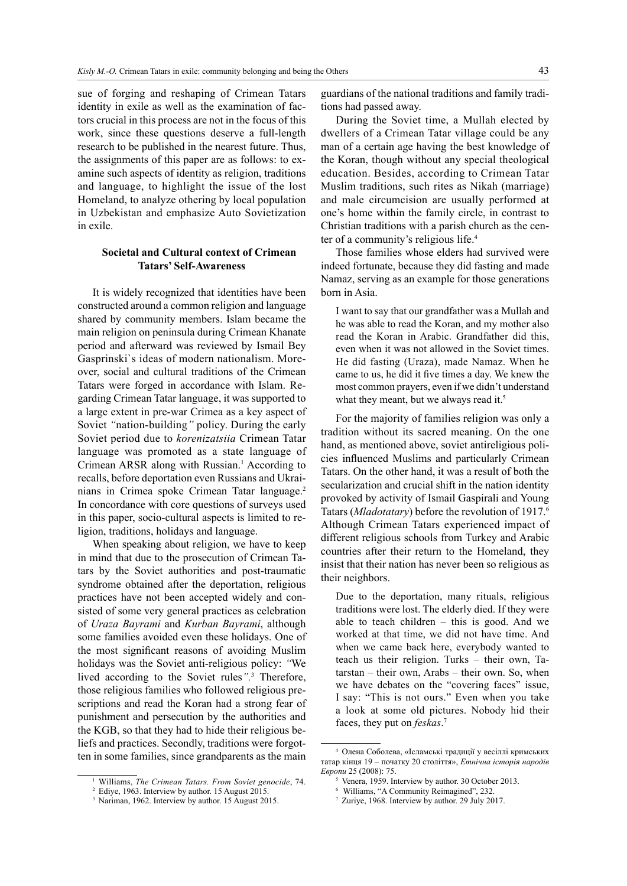sue of forging and reshaping of Crimean Tatars identity in exile as well as the examination of factors crucial in this process are not in the focus of this work, since these questions deserve a full-length research to be published in the nearest future. Thus, the assignments of this paper are as follows: to examine such aspects of identity as religion, traditions and language, to highlight the issue of the lost Homeland, to analyze othering by local population in Uzbekistan and emphasize Auto Sovietization in exile.

## Societal and Cultural context of Crimean Tatars' Self-Awareness

It is widely recognized that identities have been constructed around a common religion and language shared by community members. Islam became the main religion on peninsula during Crimean Khanate period and afterward was reviewed by Ismail Bey Gasprinski`s ideas of modern nationalism. Moreover, social and cultural traditions of the Crimean Tatars were forged in accordance with Islam. Regarding Crimean Tatar language, it was supported to a large extent in pre-war Crimea as a key aspect of Soviet *"*nation-building*"* policy. During the early Soviet period due to *korenizatsiia* Crimean Tatar language was promoted as a state language of Crimean ARSR along with Russian.[1] According to recalls, before deportation even Russians and Ukrainians in Crimea spoke Crimean Tatar language.[2] In concordance with core questions of surveys used in this paper, socio-cultural aspects is limited to religion, traditions, holidays and language.

When speaking about religion, we have to keep in mind that due to the prosecution of Crimean Tatars by the Soviet authorities and post-traumatic syndrome obtained after the deportation, religious practices have not been accepted widely and consisted of some very general practices as celebration of *Uraza Bayrami* and *Kurban Bayrami*, although some families avoided even these holidays. One of the most significant reasons of avoiding Muslim holidays was the Soviet anti-religious policy: *"*We lived according to the Soviet rules*"*.[3] Therefore, those religious families who followed religious prescriptions and read the Koran had a strong fear of punishment and persecution by the authorities and the KGB, so that they had to hide their religious beliefs and practices. Secondly, traditions were forgotten in some families, since grandparents as the main guardians of the national traditions and family traditions had passed away.

During the Soviet time, a Mullah elected by dwellers of a Crimean Tatar village could be any man of a certain age having the best knowledge of the Koran, though without any special theological education. Besides, according to Crimean Tatar Muslim traditions, such rites as Nikah (marriage) and male circumcision are usually performed at one's home within the family circle, in contrast to Christian traditions with a parish church as the center of a community's religious life.[4]

Those families whose elders had survived were indeed fortunate, because they did fasting and made Namaz, serving as an example for those generations born in Asia.

> I want to say that our grandfather was a Mullah and he was able to read the Koran, and my mother also read the Koran in Arabic. Grandfather did this, even when it was not allowed in the Soviet times. He did fasting (Uraza), made Namaz. When he came to us, he did it five times a day. We knew the most common prayers, even if we didn't understand what they meant, but we always read it.[5]

For the majority of families religion was only a tradition without its sacred meaning. On the one hand, as mentioned above, soviet antireligious policies influenced Muslims and particularly Crimean Tatars. On the other hand, it was a result of both the secularization and crucial shift in the nation identity provoked by activity of Ismail Gaspirali and Young Tatars (*Mladotatary*) before the revolution of 1917.[6] Although Crimean Tatars experienced impact of different religious schools from Turkey and Arabic countries after their return to the Homeland, they insist that their nation has never been so religious as their neighbors.

> Due to the deportation, many rituals, religious traditions were lost. The elderly died. If they were able to teach children – this is good. And we worked at that time, we did not have time. And when we came back here, everybody wanted to teach us their religion. Turks – their own, Tatarstan – their own, Arabs – their own. So, when we have debates on the "covering faces" issue, I say: "This is not ours." Even when you take a look at some old pictures. Nobody hid their faces, they put on *feskas*.[7]

---

[1] Williams, *The Crimean Tatars. From Soviet genocide*, 74.

[2] Ediye, 1963. Interview by author. 15 August 2015.

[3] Nariman, 1962. Interview by author. 15 August 2015.

[4] Олена Соболева, «Ісламські традиції у весіллі кримських татар кінця 19 – початку 20 століття», *Етнічна історія народів Європи* 25 (2008): 75.

[5] Venera, 1959. Interview by author. 30 October 2013.

[6] Williams, "A Community Reimagined", 232.

[7] Zuriye, 1968. Interview by author. 29 July 2017.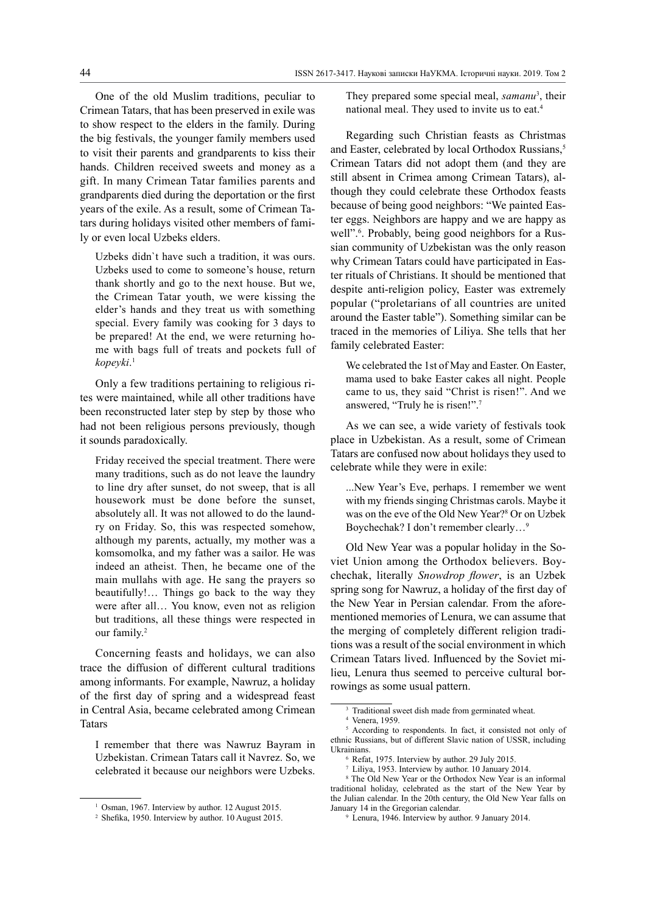One of the old Muslim traditions, peculiar to Crimean Tatars, that has been preserved in exile was to show respect to the elders in the family. During the big festivals, the younger family members used to visit their parents and grandparents to kiss their hands. Children received sweets and money as a gift. In many Crimean Tatar families parents and grandparents died during the deportation or the first years of the exile. As a result, some of Crimean Tatars during holidays visited other members of family or even local Uzbeks elders.

> Uzbeks didn`t have such a tradition, it was ours. Uzbeks used to come to someone's house, return thank shortly and go to the next house. But we, the Crimean Tatar youth, we were kissing the elder's hands and they treat us with something special. Every family was cooking for 3 days to be prepared! At the end, we were returning home with bags full of treats and pockets full of *kopeyki*.[1]

Only a few traditions pertaining to religious rites were maintained, while all other traditions have been reconstructed later step by step by those who had not been religious persons previously, though it sounds paradoxically.

> Friday received the special treatment. There were many traditions, such as do not leave the laundry to line dry after sunset, do not sweep, that is all housework must be done before the sunset, absolutely all. It was not allowed to do the laundry on Friday. So, this was respected somehow, although my parents, actually, my mother was a komsomolka, and my father was a sailor. He was indeed an atheist. Then, he became one of the main mullahs with age. He sang the prayers so beautifully!… Things go back to the way they were after all… You know, even not as religion but traditions, all these things were respected in our family.[2]

Concerning feasts and holidays, we can also trace the diffusion of different cultural traditions among informants. For example, Nawruz, a holiday of the first day of spring and a widespread feast in Central Asia, became celebrated among Crimean Tatars

> I remember that there was Nawruz Bayram in Uzbekistan. Crimean Tatars call it Navrez. So, we celebrated it because our neighbors were Uzbeks. They prepared some special meal, *samanu*[3], their national meal. They used to invite us to eat.[4]

Regarding such Christian feasts as Christmas and Easter, celebrated by local Orthodox Russians,[5] Crimean Tatars did not adopt them (and they are still absent in Crimea among Crimean Tatars), although they could celebrate these Orthodox feasts because of being good neighbors: "We painted Easter eggs. Neighbors are happy and we are happy as well".[6]. Probably, being good neighbors for a Russian community of Uzbekistan was the only reason why Crimean Tatars could have participated in Easter rituals of Christians. It should be mentioned that despite anti-religion policy, Easter was extremely popular ("proletarians of all countries are united around the Easter table"). Something similar can be traced in the memories of Liliya. She tells that her family celebrated Easter:

> We celebrated the 1st of May and Easter. On Easter, mama used to bake Easter cakes all night. People came to us, they said "Christ is risen!". And we answered, "Truly he is risen!".[7]

As we can see, a wide variety of festivals took place in Uzbekistan. As a result, some of Crimean Tatars are confused now about holidays they used to celebrate while they were in exile:

> ...New Year's Eve, perhaps. I remember we went with my friends singing Christmas carols. Maybe it was on the eve of the Old New Year?[8] Or on Uzbek Boychechak? I don't remember clearly…[9]

Old New Year was a popular holiday in the Soviet Union among the Orthodox believers. Boychechak, literally *Snowdrop flower*, is an Uzbek spring song for Nawruz, a holiday of the first day of the New Year in Persian calendar. From the aforementioned memories of Lenura, we can assume that the merging of completely different religion traditions was a result of the social environment in which Crimean Tatars lived. Influenced by the Soviet milieu, Lenura thus seemed to perceive cultural borrowings as some usual pattern.

---

[1] Osman, 1967. Interview by author. 12 August 2015.

[2] Shefika, 1950. Interview by author. 10 August 2015.

[3] Traditional sweet dish made from germinated wheat.

[4] Venera, 1959.

[5] According to respondents. In fact, it consisted not only of ethnic Russians, but of different Slavic nation of USSR, including Ukrainians.

[6] Refat, 1975. Interview by author. 29 July 2015.

[7] Liliya, 1953. Interview by author. 10 January 2014.

[8] The Old New Year or the Orthodox New Year is an informal traditional holiday, celebrated as the start of the New Year by the Julian calendar. In the 20th century, the Old New Year falls on January 14 in the Gregorian calendar.

[9] Lenura, 1946. Interview by author. 9 January 2014.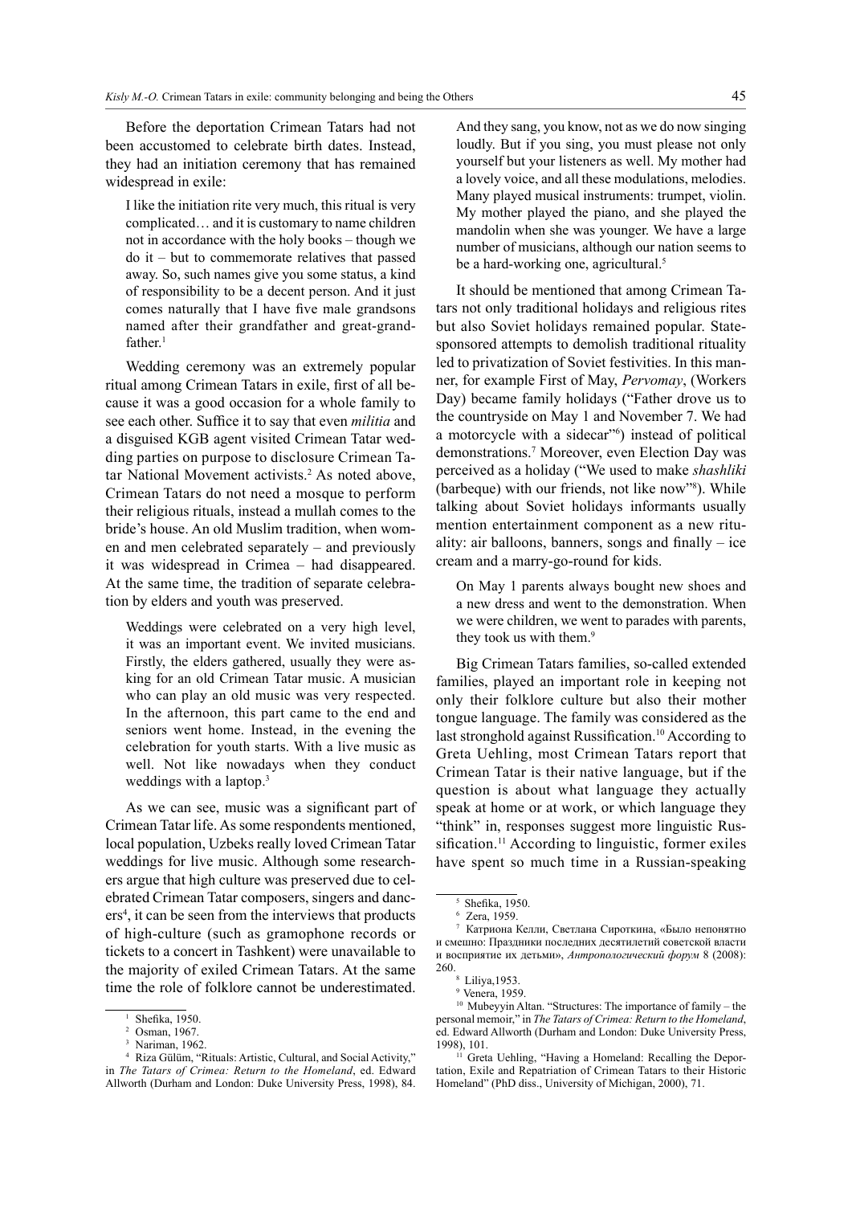Before the deportation Crimean Tatars had not been accustomed to celebrate birth dates. Instead, they had an initiation ceremony that has remained widespread in exile:

> I like the initiation rite very much, this ritual is very complicated… and it is customary to name children not in accordance with the holy books – though we do it – but to commemorate relatives that passed away. So, such names give you some status, a kind of responsibility to be a decent person. And it just comes naturally that I have five male grandsons named after their grandfather and great-grandfather.[1]

Wedding ceremony was an extremely popular ritual among Crimean Tatars in exile, first of all because it was a good occasion for a whole family to see each other. Suffice it to say that even *militia* and a disguised KGB agent visited Crimean Tatar wedding parties on purpose to disclosure Crimean Tatar National Movement activists.[2] As noted above, Crimean Tatars do not need a mosque to perform their religious rituals, instead a mullah comes to the bride's house. An old Muslim tradition, when women and men celebrated separately – and previously it was widespread in Crimea – had disappeared. At the same time, the tradition of separate celebration by elders and youth was preserved.

> Weddings were celebrated on a very high level, it was an important event. We invited musicians. Firstly, the elders gathered, usually they were asking for an old Crimean Tatar music. A musician who can play an old music was very respected. In the afternoon, this part came to the end and seniors went home. Instead, in the evening the celebration for youth starts. With a live music as well. Not like nowadays when they conduct weddings with a laptop.[3]

As we can see, music was a significant part of Crimean Tatar life. As some respondents mentioned, local population, Uzbeks really loved Crimean Tatar weddings for live music. Although some researchers argue that high culture was preserved due to celebrated Crimean Tatar composers, singers and dancers[4], it can be seen from the interviews that products of high-culture (such as gramophone records or tickets to a concert in Tashkent) were unavailable to the majority of exiled Crimean Tatars. At the same time the role of folklore cannot be underestimated.

> And they sang, you know, not as we do now singing loudly. But if you sing, you must please not only yourself but your listeners as well. My mother had a lovely voice, and all these modulations, melodies. Many played musical instruments: trumpet, violin. My mother played the piano, and she played the mandolin when she was younger. We have a large number of musicians, although our nation seems to be a hard-working one, agricultural.[5]

It should be mentioned that among Crimean Tatars not only traditional holidays and religious rites but also Soviet holidays remained popular. State-sponsored attempts to demolish traditional rituality led to privatization of Soviet festivities. In this manner, for example First of May, *Pervomay*, (Workers Day) became family holidays ("Father drove us to the countryside on May 1 and November 7. We had a motorcycle with a sidecar"[6]) instead of political demonstrations.[7] Moreover, even Election Day was perceived as a holiday ("We used to make *shashliki* (barbeque) with our friends, not like now"[8]). While talking about Soviet holidays informants usually mention entertainment component as a new rituality: air balloons, banners, songs and finally – ice cream and a marry-go-round for kids.

> On May 1 parents always bought new shoes and a new dress and went to the demonstration. When we were children, we went to parades with parents, they took us with them.[9]

Big Crimean Tatars families, so-called extended families, played an important role in keeping not only their folklore culture but also their mother tongue language. The family was considered as the last stronghold against Russification.[10] According to Greta Uehling, most Crimean Tatars report that Crimean Tatar is their native language, but if the question is about what language they actually speak at home or at work, or which language they "think" in, responses suggest more linguistic Russification.[11] According to linguistic, former exiles have spent so much time in a Russian-speaking

---

[1] Shefika, 1950.

[2] Osman, 1967.

[3] Nariman, 1962.

[4] Riza Gülüm, "Rituals: Artistic, Cultural, and Social Activity," in *The Tatars of Crimea: Return to the Homeland*, ed. Edward Allworth (Durham and London: Duke University Press, 1998), 84.

[5] Shefika, 1950.

[6] Zera, 1959.

[7] Катриона Келли, Светлана Сироткина, «Было непонятно и смешно: Праздники последних десятилетий советской власти и восприятие их детьми», *Антропологический форум* 8 (2008): 260.

[8] Liliya,1953.

[9] Venera, 1959.

[10] Mubeyyin Altan. "Structures: The importance of family – the personal memoir," in *The Tatars of Crimea: Return to the Homeland*, ed. Edward Allworth (Durham and London: Duke University Press, 1998), 101.

[11] Greta Uehling, "Having a Homeland: Recalling the Deportation, Exile and Repatriation of Crimean Tatars to their Historic Homeland" (PhD diss., University of Michigan, 2000), 71.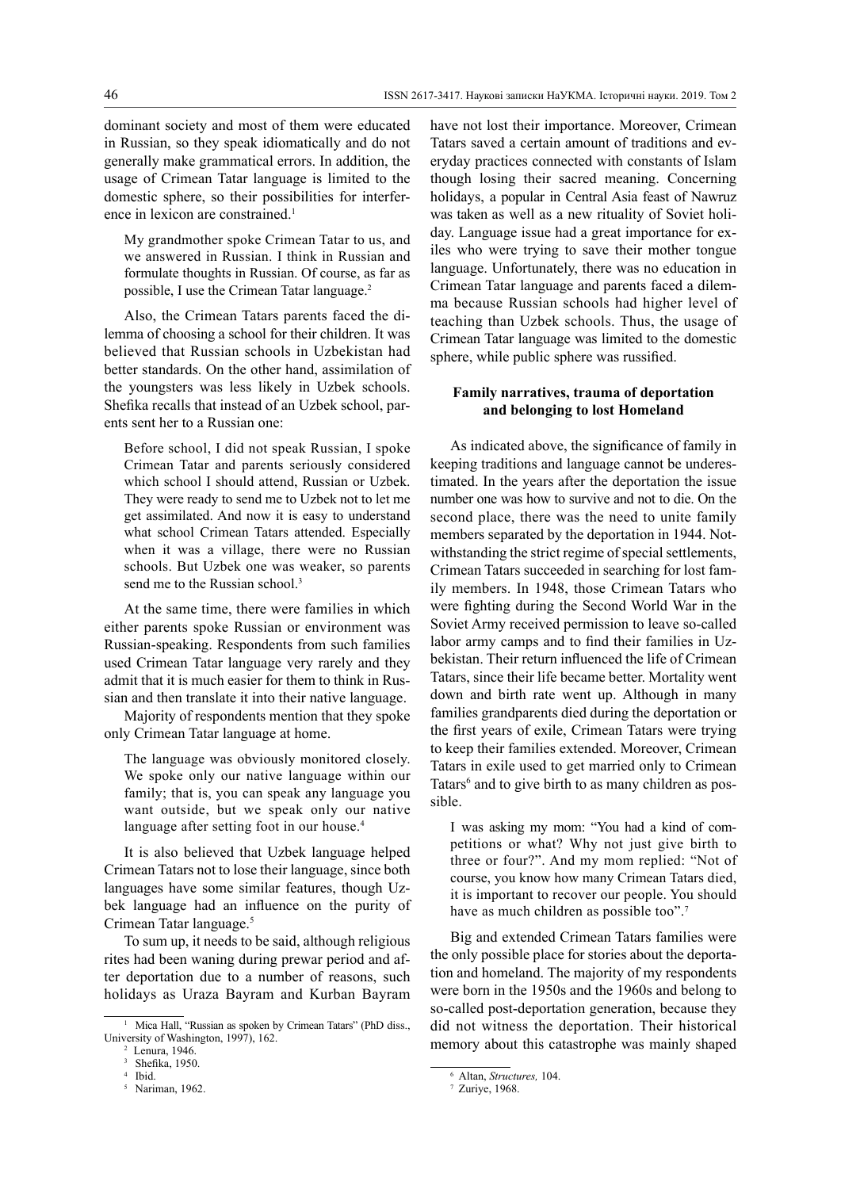dominant society and most of them were educated in Russian, so they speak idiomatically and do not generally make grammatical errors. In addition, the usage of Crimean Tatar language is limited to the domestic sphere, so their possibilities for interference in lexicon are constrained.[1]

> My grandmother spoke Crimean Tatar to us, and we answered in Russian. I think in Russian and formulate thoughts in Russian. Of course, as far as possible, I use the Crimean Tatar language.[2]

Also, the Crimean Tatars parents faced the dilemma of choosing a school for their children. It was believed that Russian schools in Uzbekistan had better standards. On the other hand, assimilation of the youngsters was less likely in Uzbek schools. Shefika recalls that instead of an Uzbek school, parents sent her to a Russian one:

> Before school, I did not speak Russian, I spoke Crimean Tatar and parents seriously considered which school I should attend, Russian or Uzbek. They were ready to send me to Uzbek not to let me get assimilated. And now it is easy to understand what school Crimean Tatars attended. Especially when it was a village, there were no Russian schools. But Uzbek one was weaker, so parents send me to the Russian school.[3]

At the same time, there were families in which either parents spoke Russian or environment was Russian-speaking. Respondents from such families used Crimean Tatar language very rarely and they admit that it is much easier for them to think in Russian and then translate it into their native language.

Majority of respondents mention that they spoke only Crimean Tatar language at home.

> The language was obviously monitored closely. We spoke only our native language within our family; that is, you can speak any language you want outside, but we speak only our native language after setting foot in our house.[4]

It is also believed that Uzbek language helped Crimean Tatars not to lose their language, since both languages have some similar features, though Uzbek language had an influence on the purity of Crimean Tatar language.[5]

To sum up, it needs to be said, although religious rites had been waning during prewar period and after deportation due to a number of reasons, such holidays as Uraza Bayram and Kurban Bayram have not lost their importance. Moreover, Crimean Tatars saved a certain amount of traditions and everyday practices connected with constants of Islam though losing their sacred meaning. Concerning holidays, a popular in Central Asia feast of Nawruz was taken as well as a new rituality of Soviet holiday. Language issue had a great importance for exiles who were trying to save their mother tongue language. Unfortunately, there was no education in Crimean Tatar language and parents faced a dilemma because Russian schools had higher level of teaching than Uzbek schools. Thus, the usage of Crimean Tatar language was limited to the domestic sphere, while public sphere was russified.

## Family narratives, trauma of deportation and belonging to lost Homeland

As indicated above, the significance of family in keeping traditions and language cannot be underestimated. In the years after the deportation the issue number one was how to survive and not to die. On the second place, there was the need to unite family members separated by the deportation in 1944. Notwithstanding the strict regime of special settlements, Crimean Tatars succeeded in searching for lost family members. In 1948, those Crimean Tatars who were fighting during the Second World War in the Soviet Army received permission to leave so-called labor army camps and to find their families in Uzbekistan. Their return influenced the life of Crimean Tatars, since their life became better. Mortality went down and birth rate went up. Although in many families grandparents died during the deportation or the first years of exile, Crimean Tatars were trying to keep their families extended. Moreover, Crimean Tatars in exile used to get married only to Crimean Tatars[6] and to give birth to as many children as possible.

> I was asking my mom: "You had a kind of competitions or what? Why not just give birth to three or four?". And my mom replied: "Not of course, you know how many Crimean Tatars died, it is important to recover our people. You should have as much children as possible too".[7]

Big and extended Crimean Tatars families were the only possible place for stories about the deportation and homeland. The majority of my respondents were born in the 1950s and the 1960s and belong to so-called post-deportation generation, because they did not witness the deportation. Their historical memory about this catastrophe was mainly shaped

---

[1] Mica Hall, "Russian as spoken by Crimean Tatars" (PhD diss., University of Washington, 1997), 162.

[2] Lenura, 1946.

[3] Shefika, 1950.

[4] Ibid.

[5] Nariman, 1962.

[6] Altan, *Structures,* 104.

[7] Zuriye, 1968.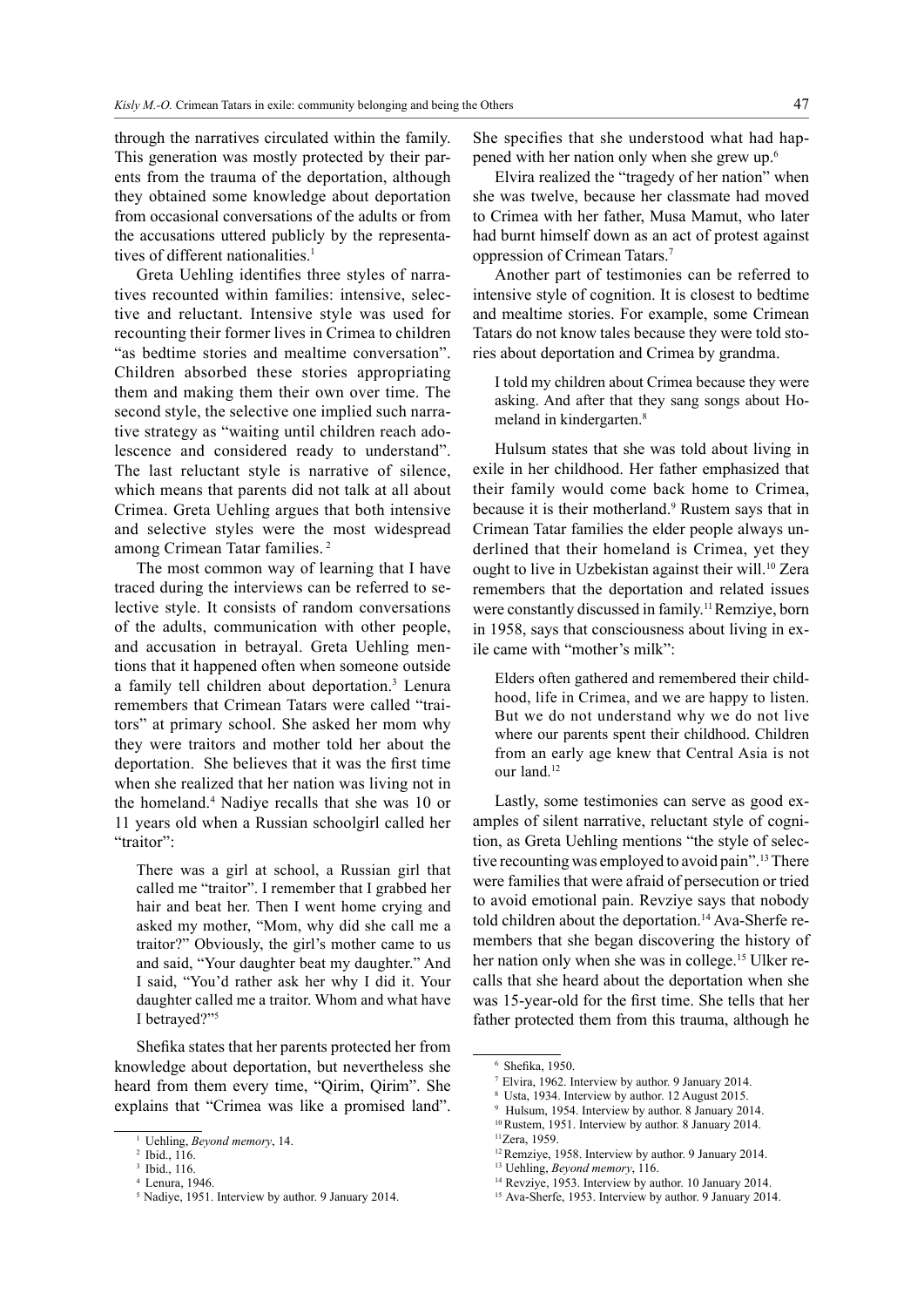through the narratives circulated within the family. This generation was mostly protected by their parents from the trauma of the deportation, although they obtained some knowledge about deportation from occasional conversations of the adults or from the accusations uttered publicly by the representatives of different nationalities.[1]

Greta Uehling identifies three styles of narratives recounted within families: intensive, selective and reluctant. Intensive style was used for recounting their former lives in Crimea to children "as bedtime stories and mealtime conversation". Children absorbed these stories appropriating them and making them their own over time. The second style, the selective one implied such narrative strategy as "waiting until children reach adolescence and considered ready to understand". The last reluctant style is narrative of silence, which means that parents did not talk at all about Crimea. Greta Uehling argues that both intensive and selective styles were the most widespread among Crimean Tatar families. [2]

The most common way of learning that I have traced during the interviews can be referred to selective style. It consists of random conversations of the adults, communication with other people, and accusation in betrayal. Greta Uehling mentions that it happened often when someone outside a family tell children about deportation.[3] Lenura remembers that Crimean Tatars were called "traitors" at primary school. She asked her mom why they were traitors and mother told her about the deportation. She believes that it was the first time when she realized that her nation was living not in the homeland.[4] Nadiye recalls that she was 10 or 11 years old when a Russian schoolgirl called her "traitor":

> There was a girl at school, a Russian girl that called me "traitor". I remember that I grabbed her hair and beat her. Then I went home crying and asked my mother, "Mom, why did she call me a traitor?" Obviously, the girl's mother came to us and said, "Your daughter beat my daughter." And I said, "You'd rather ask her why I did it. Your daughter called me a traitor. Whom and what have I betrayed?"[5]

Shefika states that her parents protected her from knowledge about deportation, but nevertheless she heard from them every time, "Qirim, Qirim". She explains that "Crimea was like a promised land". She specifies that she understood what had happened with her nation only when she grew up.[6]

Elvira realized the "tragedy of her nation" when she was twelve, because her classmate had moved to Crimea with her father, Musa Mamut, who later had burnt himself down as an act of protest against oppression of Crimean Tatars.[7]

Another part of testimonies can be referred to intensive style of cognition. It is closest to bedtime and mealtime stories. For example, some Crimean Tatars do not know tales because they were told stories about deportation and Crimea by grandma.

> I told my children about Crimea because they were asking. And after that they sang songs about Homeland in kindergarten.[8]

Hulsum states that she was told about living in exile in her childhood. Her father emphasized that their family would come back home to Crimea, because it is their motherland.[9] Rustem says that in Crimean Tatar families the elder people always underlined that their homeland is Crimea, yet they ought to live in Uzbekistan against their will.[10] Zera remembers that the deportation and related issues were constantly discussed in family.[11] Remziye, born in 1958, says that consciousness about living in exile came with "mother's milk":

> Elders often gathered and remembered their childhood, life in Crimea, and we are happy to listen. But we do not understand why we do not live where our parents spent their childhood. Children from an early age knew that Central Asia is not our land.[12]

Lastly, some testimonies can serve as good examples of silent narrative, reluctant style of cognition, as Greta Uehling mentions "the style of selective recounting was employed to avoid pain".[13] There were families that were afraid of persecution or tried to avoid emotional pain. Revziye says that nobody told children about the deportation.[14] Ava-Sherfe remembers that she began discovering the history of her nation only when she was in college.[15] Ulker recalls that she heard about the deportation when she was 15-year-old for the first time. She tells that her father protected them from this trauma, although he

---

[1] Uehling, *Beyond memory*, 14.
[2] Ibid., 116.
[3] Ibid., 116.
[4] Lenura, 1946.
[5] Nadiye, 1951. Interview by author. 9 January 2014.
[6] Shefika, 1950.
[7] Elvira, 1962. Interview by author. 9 January 2014.
[8] Usta, 1934. Interview by author. 12 August 2015.
[9] Hulsum, 1954. Interview by author. 8 January 2014.
[10] Rustem, 1951. Interview by author. 8 January 2014.
[11] Zera, 1959.
[12] Remziye, 1958. Interview by author. 9 January 2014.
[13] Uehling, *Beyond memory*, 116.
[14] Revziye, 1953. Interview by author. 10 January 2014.
[15] Ava-Sherfe, 1953. Interview by author. 9 January 2014.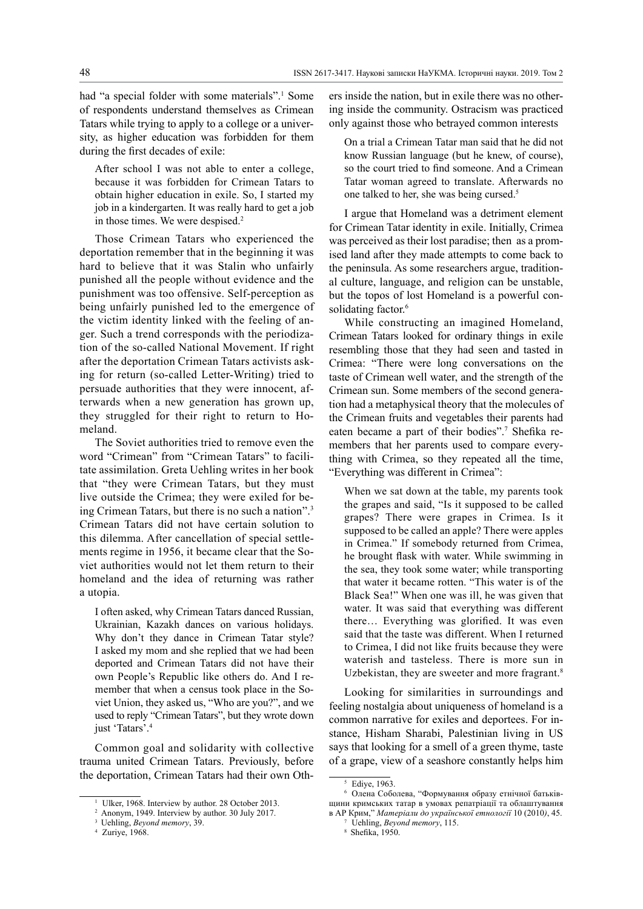had "a special folder with some materials".[1] Some of respondents understand themselves as Crimean Tatars while trying to apply to a college or a university, as higher education was forbidden for them during the first decades of exile:

> After school I was not able to enter a college, because it was forbidden for Crimean Tatars to obtain higher education in exile. So, I started my job in a kindergarten. It was really hard to get a job in those times. We were despised.[2]

Those Crimean Tatars who experienced the deportation remember that in the beginning it was hard to believe that it was Stalin who unfairly punished all the people without evidence and the punishment was too offensive. Self-perception as being unfairly punished led to the emergence of the victim identity linked with the feeling of anger. Such a trend corresponds with the periodization of the so-called National Movement. If right after the deportation Crimean Tatars activists asking for return (so-called Letter-Writing) tried to persuade authorities that they were innocent, afterwards when a new generation has grown up, they struggled for their right to return to Homeland.

The Soviet authorities tried to remove even the word "Crimean" from "Crimean Tatars" to facilitate assimilation. Greta Uehling writes in her book that "they were Crimean Tatars, but they must live outside the Crimea; they were exiled for being Crimean Tatars, but there is no such a nation".[3] Crimean Tatars did not have certain solution to this dilemma. After cancellation of special settlements regime in 1956, it became clear that the Soviet authorities would not let them return to their homeland and the idea of returning was rather a utopia.

> I often asked, why Crimean Tatars danced Russian, Ukrainian, Kazakh dances on various holidays. Why don't they dance in Crimean Tatar style? I asked my mom and she replied that we had been deported and Crimean Tatars did not have their own People's Republic like others do. And I remember that when a census took place in the Soviet Union, they asked us, "Who are you?", and we used to reply "Crimean Tatars", but they wrote down just 'Tatars'.[4]

Common goal and solidarity with collective trauma united Crimean Tatars. Previously, before the deportation, Crimean Tatars had their own Others inside the nation, but in exile there was no othering inside the community. Ostracism was practiced only against those who betrayed common interests

> On a trial a Crimean Tatar man said that he did not know Russian language (but he knew, of course), so the court tried to find someone. And a Crimean Tatar woman agreed to translate. Afterwards no one talked to her, she was being cursed.[5]

I argue that Homeland was a detriment element for Crimean Tatar identity in exile. Initially, Crimea was perceived as their lost paradise; then as a promised land after they made attempts to come back to the peninsula. As some researchers argue, traditional culture, language, and religion can be unstable, but the topos of lost Homeland is a powerful consolidating factor.[6]

While constructing an imagined Homeland, Crimean Tatars looked for ordinary things in exile resembling those that they had seen and tasted in Crimea: "There were long conversations on the taste of Crimean well water, and the strength of the Crimean sun. Some members of the second generation had a metaphysical theory that the molecules of the Crimean fruits and vegetables their parents had eaten became a part of their bodies".[7] Shefika remembers that her parents used to compare everything with Crimea, so they repeated all the time, "Everything was different in Crimea":

> When we sat down at the table, my parents took the grapes and said, "Is it supposed to be called grapes? There were grapes in Crimea. Is it supposed to be called an apple? There were apples in Crimea." If somebody returned from Crimea, he brought flask with water. While swimming in the sea, they took some water; while transporting that water it became rotten. "This water is of the Black Sea!" When one was ill, he was given that water. It was said that everything was different there… Everything was glorified. It was even said that the taste was different. When I returned to Crimea, I did not like fruits because they were waterish and tasteless. There is more sun in Uzbekistan, they are sweeter and more fragrant.[8]

Looking for similarities in surroundings and feeling nostalgia about uniqueness of homeland is a common narrative for exiles and deportees. For instance, Hisham Sharabi, Palestinian living in US says that looking for a smell of a green thyme, taste of a grape, view of a seashore constantly helps him

---

[1] Ulker, 1968. Interview by author. 28 October 2013.

[2] Anonym, 1949. Interview by author. 30 July 2017.

[3] Uehling, *Beyond memory*, 39.

[4] Zuriye, 1968.

[5] Ediye, 1963.

[6] Олена Соболева, "Формування образу етнічної батьківщини кримських татар в умовах репатріації та облаштування в АР Крим," *Матеріали до української етнології* 10 (2010), 45.

[7] Uehling, *Beyond memory*, 115.

[8] Shefika, 1950.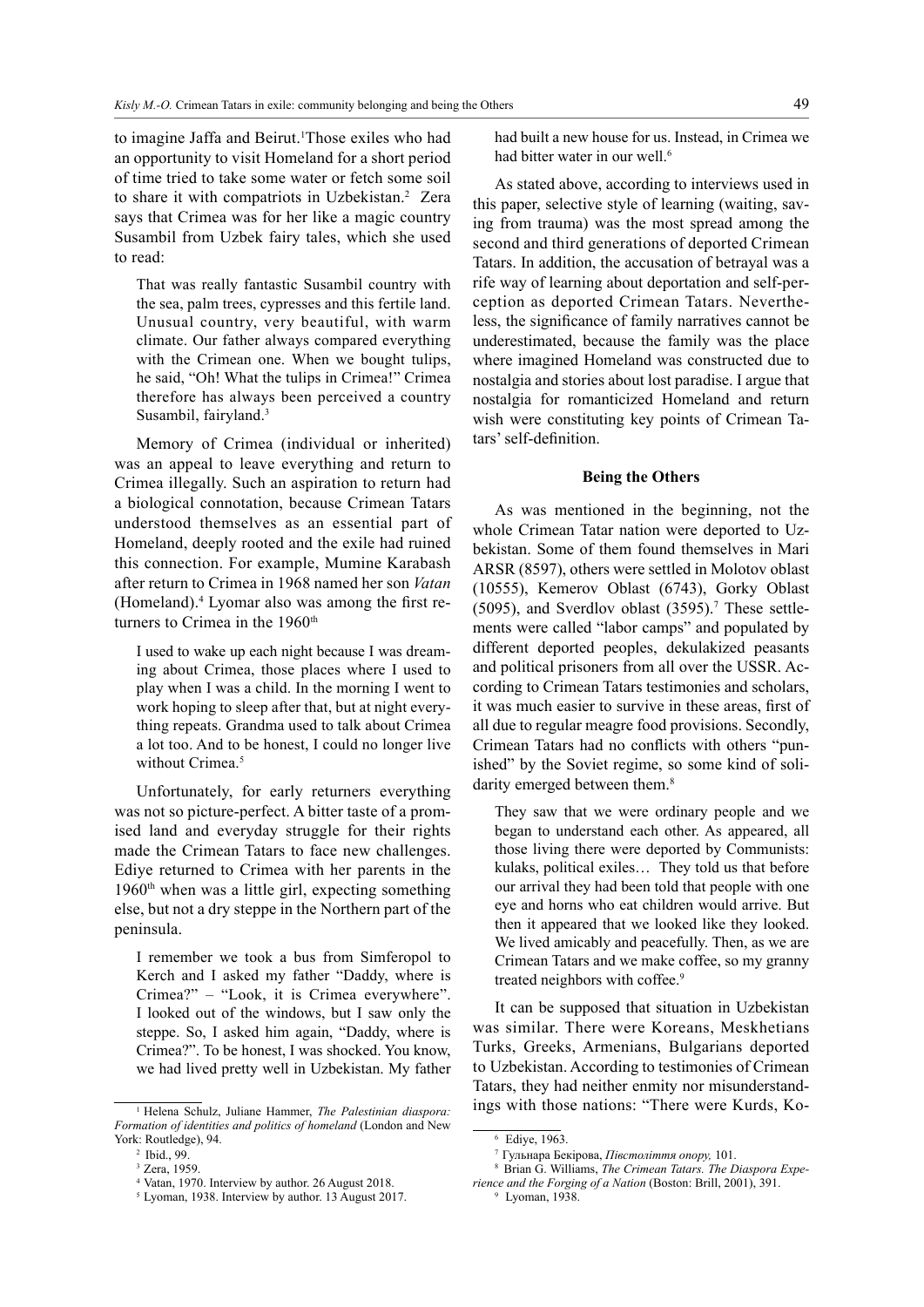to imagine Jaffa and Beirut.[1] Those exiles who had an opportunity to visit Homeland for a short period of time tried to take some water or fetch some soil to share it with compatriots in Uzbekistan.[2] Zera says that Crimea was for her like a magic country Susambil from Uzbek fairy tales, which she used to read:

> That was really fantastic Susambil country with the sea, palm trees, cypresses and this fertile land. Unusual country, very beautiful, with warm climate. Our father always compared everything with the Crimean one. When we bought tulips, he said, "Oh! What the tulips in Crimea!" Crimea therefore has always been perceived a country Susambil, fairyland.[3]

Memory of Crimea (individual or inherited) was an appeal to leave everything and return to Crimea illegally. Such an aspiration to return had a biological connotation, because Crimean Tatars understood themselves as an essential part of Homeland, deeply rooted and the exile had ruined this connection. For example, Mumine Karabash after return to Crimea in 1968 named her son *Vatan* (Homeland).[4] Lyomar also was among the first returners to Crimea in the 1960th

> I used to wake up each night because I was dreaming about Crimea, those places where I used to play when I was a child. In the morning I went to work hoping to sleep after that, but at night everything repeats. Grandma used to talk about Crimea a lot too. And to be honest, I could no longer live without Crimea.[5]

Unfortunately, for early returners everything was not so picture-perfect. A bitter taste of a promised land and everyday struggle for their rights made the Crimean Tatars to face new challenges. Ediye returned to Crimea with her parents in the 1960th when was a little girl, expecting something else, but not a dry steppe in the Northern part of the peninsula.

> I remember we took a bus from Simferopol to Kerch and I asked my father "Daddy, where is Crimea?" – "Look, it is Crimea everywhere". I looked out of the windows, but I saw only the steppe. So, I asked him again, "Daddy, where is Crimea?". To be honest, I was shocked. You know, we had lived pretty well in Uzbekistan. My father had built a new house for us. Instead, in Crimea we had bitter water in our well.[6]

As stated above, according to interviews used in this paper, selective style of learning (waiting, saving from trauma) was the most spread among the second and third generations of deported Crimean Tatars. In addition, the accusation of betrayal was a rife way of learning about deportation and self-perception as deported Crimean Tatars. Nevertheless, the significance of family narratives cannot be underestimated, because the family was the place where imagined Homeland was constructed due to nostalgia and stories about lost paradise. I argue that nostalgia for romanticized Homeland and return wish were constituting key points of Crimean Tatars' self-definition.

## Being the Others

As was mentioned in the beginning, not the whole Crimean Tatar nation were deported to Uzbekistan. Some of them found themselves in Mari ARSR (8597), others were settled in Molotov oblast (10555), Kemerov Oblast (6743), Gorky Oblast (5095), and Sverdlov oblast (3595).[7] These settlements were called "labor camps" and populated by different deported peoples, dekulakized peasants and political prisoners from all over the USSR. According to Crimean Tatars testimonies and scholars, it was much easier to survive in these areas, first of all due to regular meagre food provisions. Secondly, Crimean Tatars had no conflicts with others "punished" by the Soviet regime, so some kind of solidarity emerged between them.[8]

> They saw that we were ordinary people and we began to understand each other. As appeared, all those living there were deported by Communists: kulaks, political exiles… They told us that before our arrival they had been told that people with one eye and horns who eat children would arrive. But then it appeared that we looked like they looked. We lived amicably and peacefully. Then, as we are Crimean Tatars and we make coffee, so my granny treated neighbors with coffee.[9]

It can be supposed that situation in Uzbekistan was similar. There were Koreans, Meskhetians Turks, Greeks, Armenians, Bulgarians deported to Uzbekistan. According to testimonies of Crimean Tatars, they had neither enmity nor misunderstandings with those nations: "There were Kurds, Ko-

---

[1] Helena Schulz, Juliane Hammer, *The Palestinian diaspora: Formation of identities and politics of homeland* (London and New York: Routledge), 94.

[2] Ibid., 99.

[3] Zera, 1959.

[4] Vatan, 1970. Interview by author. 26 August 2018.

[5] Lyoman, 1938. Interview by author. 13 August 2017.

[6] Ediye, 1963.

[7] Гульнара Бекірова, *Півстоліття опору,* 101.

[8] Brian G. Williams, *The Crimean Tatars. The Diaspora Experience and the Forging of a Nation* (Boston: Brill, 2001), 391.

[9] Lyoman, 1938.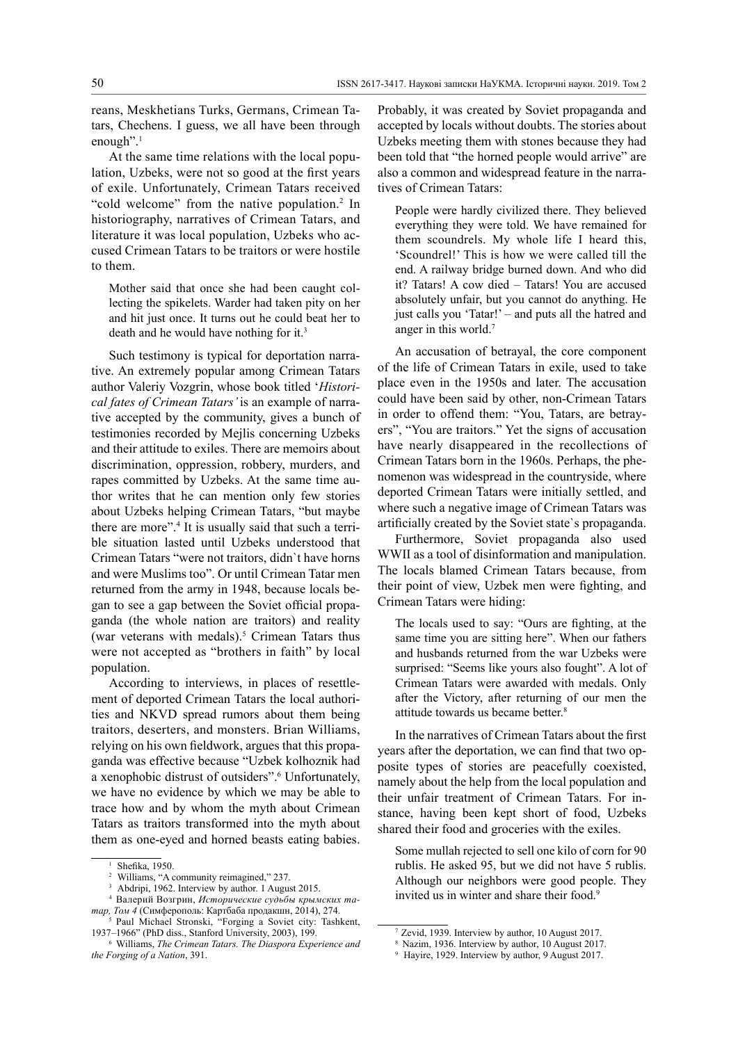reans, Meskhetians Turks, Germans, Crimean Tatars, Chechens. I guess, we all have been through enough".[1]

At the same time relations with the local population, Uzbeks, were not so good at the first years of exile. Unfortunately, Crimean Tatars received "cold welcome" from the native population.[2] In historiography, narratives of Crimean Tatars, and literature it was local population, Uzbeks who accused Crimean Tatars to be traitors or were hostile to them.

> Mother said that once she had been caught collecting the spikelets. Warder had taken pity on her and hit just once. It turns out he could beat her to death and he would have nothing for it.[3]

Such testimony is typical for deportation narrative. An extremely popular among Crimean Tatars author Valeriy Vozgrin, whose book titled '*Historical fates of Crimean Tatars'* is an example of narrative accepted by the community, gives a bunch of testimonies recorded by Mejlis concerning Uzbeks and their attitude to exiles. There are memoirs about discrimination, oppression, robbery, murders, and rapes committed by Uzbeks. At the same time author writes that he can mention only few stories about Uzbeks helping Crimean Tatars, "but maybe there are more".[4] It is usually said that such a terrible situation lasted until Uzbeks understood that Crimean Tatars "were not traitors, didn`t have horns and were Muslims too". Or until Crimean Tatar men returned from the army in 1948, because locals began to see a gap between the Soviet official propaganda (the whole nation are traitors) and reality (war veterans with medals).[5] Crimean Tatars thus were not accepted as "brothers in faith" by local population.

According to interviews, in places of resettlement of deported Crimean Tatars the local authorities and NKVD spread rumors about them being traitors, deserters, and monsters. Brian Williams, relying on his own fieldwork, argues that this propaganda was effective because "Uzbek kolhoznik had a xenophobic distrust of outsiders".[6] Unfortunately, we have no evidence by which we may be able to trace how and by whom the myth about Crimean Tatars as traitors transformed into the myth about them as one-eyed and horned beasts eating babies. Probably, it was created by Soviet propaganda and accepted by locals without doubts. The stories about Uzbeks meeting them with stones because they had been told that "the horned people would arrive" are also a common and widespread feature in the narratives of Crimean Tatars:

> People were hardly civilized there. They believed everything they were told. We have remained for them scoundrels. My whole life I heard this, 'Scoundrel!' This is how we were called till the end. A railway bridge burned down. And who did it? Tatars! A cow died – Tatars! You are accused absolutely unfair, but you cannot do anything. He just calls you 'Tatar!' – and puts all the hatred and anger in this world.[7]

An accusation of betrayal, the core component of the life of Crimean Tatars in exile, used to take place even in the 1950s and later. The accusation could have been said by other, non-Crimean Tatars in order to offend them: "You, Tatars, are betrayers", "You are traitors." Yet the signs of accusation have nearly disappeared in the recollections of Crimean Tatars born in the 1960s. Perhaps, the phenomenon was widespread in the countryside, where deported Crimean Tatars were initially settled, and where such a negative image of Crimean Tatars was artificially created by the Soviet state`s propaganda.

Furthermore, Soviet propaganda also used WWII as a tool of disinformation and manipulation. The locals blamed Crimean Tatars because, from their point of view, Uzbek men were fighting, and Crimean Tatars were hiding:

> The locals used to say: "Ours are fighting, at the same time you are sitting here". When our fathers and husbands returned from the war Uzbeks were surprised: "Seems like yours also fought". A lot of Crimean Tatars were awarded with medals. Only after the Victory, after returning of our men the attitude towards us became better.[8]

In the narratives of Crimean Tatars about the first years after the deportation, we can find that two opposite types of stories are peacefully coexisted, namely about the help from the local population and their unfair treatment of Crimean Tatars. For instance, having been kept short of food, Uzbeks shared their food and groceries with the exiles.

> Some mullah rejected to sell one kilo of corn for 90 rublis. He asked 95, but we did not have 5 rublis. Although our neighbors were good people. They invited us in winter and share their food.[9]

---

[1] Shefika, 1950.

[2] Williams, "A community reimagined," 237.

[3] Abdripi, 1962. Interview by author. 1 August 2015.

[4] Валерий Возгрин, *Исторические судьбы крымских татар, Том 4* (Симферополь: Картбаба продакшн, 2014), 274.

[5] Paul Michael Stronski, "Forging a Soviet city: Tashkent, 1937–1966" (PhD diss., Stanford University, 2003), 199.

[6] Williams, *The Crimean Tatars. The Diaspora Experience and the Forging of a Nation*, 391.

[7] Zevid, 1939. Interview by author, 10 August 2017.

[8] Nazim, 1936. Interview by author, 10 August 2017.

[9] Hayire, 1929. Interview by author, 9 August 2017.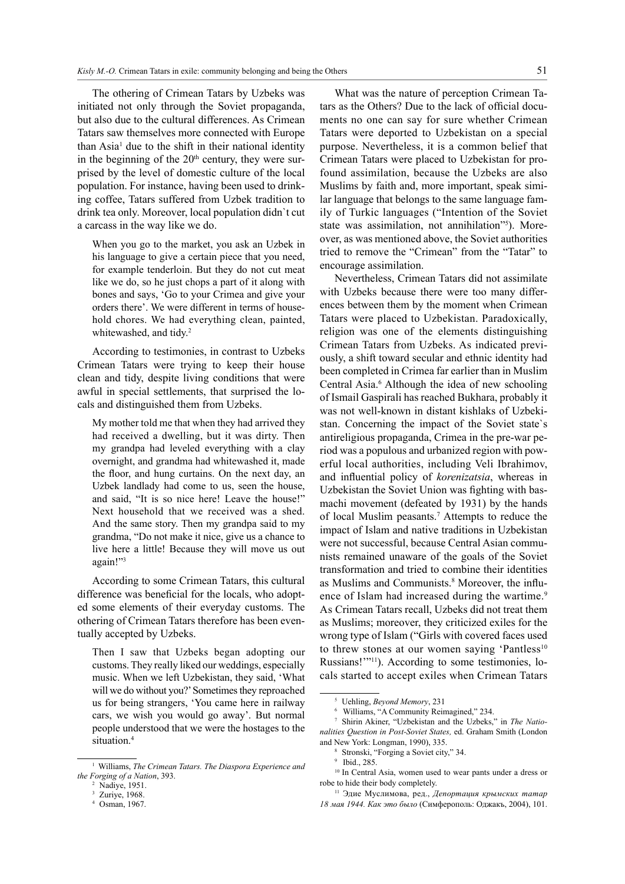The othering of Crimean Tatars by Uzbeks was initiated not only through the Soviet propaganda, but also due to the cultural differences. As Crimean Tatars saw themselves more connected with Europe than Asia[1] due to the shift in their national identity in the beginning of the 20th century, they were surprised by the level of domestic culture of the local population. For instance, having been used to drinking coffee, Tatars suffered from Uzbek tradition to drink tea only. Moreover, local population didn`t cut a carcass in the way like we do.

> When you go to the market, you ask an Uzbek in his language to give a certain piece that you need, for example tenderloin. But they do not cut meat like we do, so he just chops a part of it along with bones and says, 'Go to your Crimea and give your orders there'. We were different in terms of household chores. We had everything clean, painted, whitewashed, and tidy.[2]

According to testimonies, in contrast to Uzbeks Crimean Tatars were trying to keep their house clean and tidy, despite living conditions that were awful in special settlements, that surprised the locals and distinguished them from Uzbeks.

> My mother told me that when they had arrived they had received a dwelling, but it was dirty. Then my grandpa had leveled everything with a clay overnight, and grandma had whitewashed it, made the floor, and hung curtains. On the next day, an Uzbek landlady had come to us, seen the house, and said, "It is so nice here! Leave the house!" Next household that we received was a shed. And the same story. Then my grandpa said to my grandma, "Do not make it nice, give us a chance to live here a little! Because they will move us out again!"[3]

According to some Crimean Tatars, this cultural difference was beneficial for the locals, who adopted some elements of their everyday customs. The othering of Crimean Tatars therefore has been eventually accepted by Uzbeks.

> Then I saw that Uzbeks began adopting our customs. They really liked our weddings, especially music. When we left Uzbekistan, they said, 'What will we do without you?' Sometimes they reproached us for being strangers, 'You came here in railway cars, we wish you would go away'. But normal people understood that we were the hostages to the situation.[4]

What was the nature of perception Crimean Tatars as the Others? Due to the lack of official documents no one can say for sure whether Crimean Tatars were deported to Uzbekistan on a special purpose. Nevertheless, it is a common belief that Crimean Tatars were placed to Uzbekistan for profound assimilation, because the Uzbeks are also Muslims by faith and, more important, speak similar language that belongs to the same language family of Turkic languages ("Intention of the Soviet state was assimilation, not annihilation"[5]). Moreover, as was mentioned above, the Soviet authorities tried to remove the "Crimean" from the "Tatar" to encourage assimilation.

Nevertheless, Crimean Tatars did not assimilate with Uzbeks because there were too many differences between them by the moment when Crimean Tatars were placed to Uzbekistan. Paradoxically, religion was one of the elements distinguishing Crimean Tatars from Uzbeks. As indicated previously, a shift toward secular and ethnic identity had been completed in Crimea far earlier than in Muslim Central Asia.[6] Although the idea of new schooling of Ismail Gaspirali has reached Bukhara, probably it was not well-known in distant kishlaks of Uzbekistan. Concerning the impact of the Soviet state`s antireligious propaganda, Crimea in the pre-war period was a populous and urbanized region with powerful local authorities, including Veli Ibrahimov, and influential policy of *korenizatsia*, whereas in Uzbekistan the Soviet Union was fighting with basmachi movement (defeated by 1931) by the hands of local Muslim peasants.[7] Attempts to reduce the impact of Islam and native traditions in Uzbekistan were not successful, because Central Asian communists remained unaware of the goals of the Soviet transformation and tried to combine their identities as Muslims and Communists.[8] Moreover, the influence of Islam had increased during the wartime.[9] As Crimean Tatars recall, Uzbeks did not treat them as Muslims; moreover, they criticized exiles for the wrong type of Islam ("Girls with covered faces used to threw stones at our women saying 'Pantless[10] Russians!'"[11]). According to some testimonies, locals started to accept exiles when Crimean Tatars

---

[1] Williams, *The Crimean Tatars. The Diaspora Experience and the Forging of a Nation*, 393.

[2] Nadiye, 1951.

[3] Zuriye, 1968.

[4] Osman, 1967.

[5] Uehling, *Beyond Memory*, 231

[6] Williams, "A Community Reimagined," 234.

[7] Shirin Akiner, "Uzbekistan and the Uzbeks," in *The Nationalities Question in Post-Soviet States,* ed. Graham Smith (London and New York: Longman, 1990), 335.

[8] Stronski, "Forging a Soviet city," 34.

[9] Ibid., 285.

[10] In Central Asia, women used to wear pants under a dress or robe to hide their body completely.

[11] Эдие Муслимова, ред., *Депортация крымских татар 18 мая 1944. Как это было* (Симферополь: Оджакъ, 2004), 101.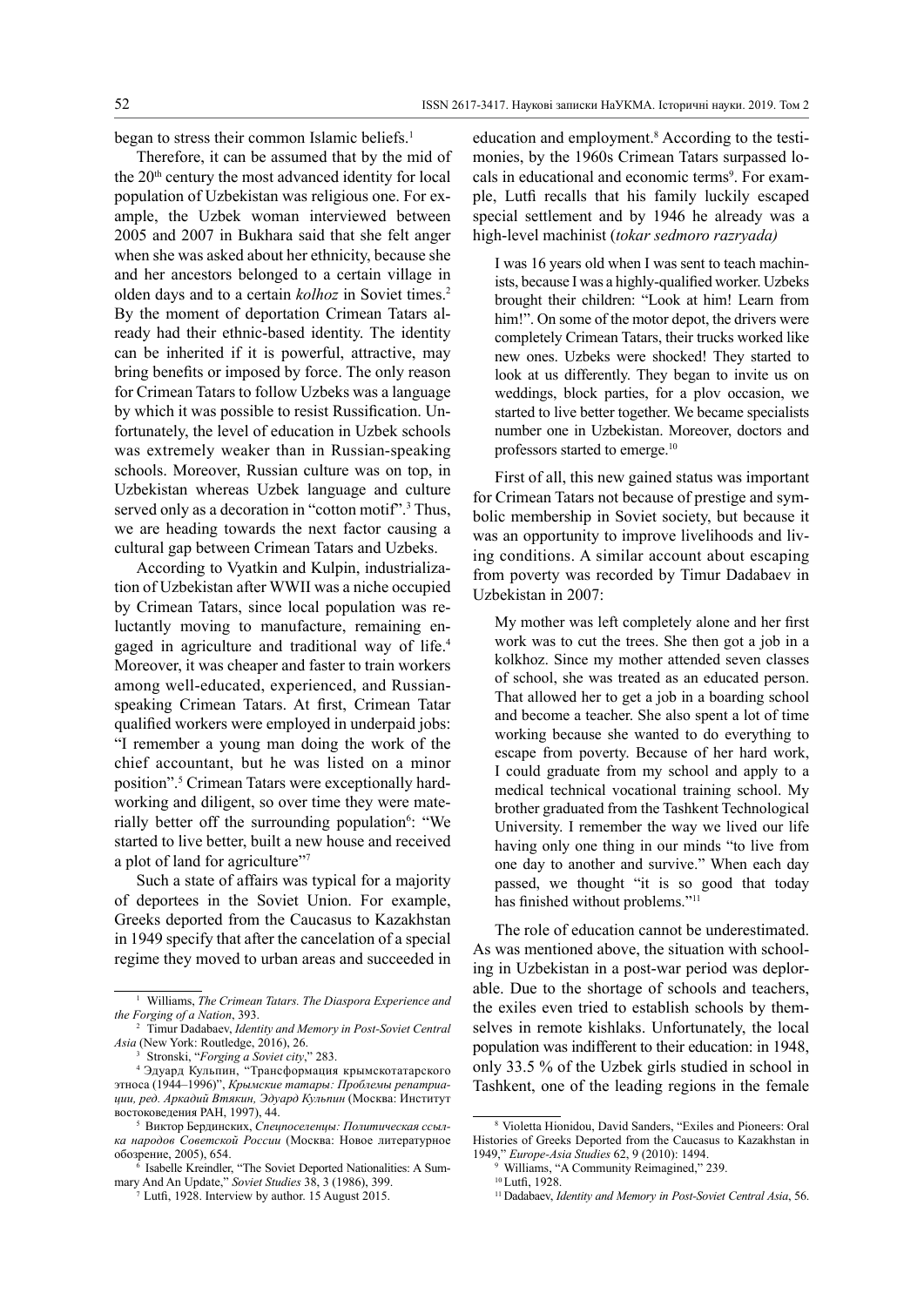began to stress their common Islamic beliefs.[1]

Therefore, it can be assumed that by the mid of the 20[th] century the most advanced identity for local population of Uzbekistan was religious one. For example, the Uzbek woman interviewed between 2005 and 2007 in Bukhara said that she felt anger when she was asked about her ethnicity, because she and her ancestors belonged to a certain village in olden days and to a certain *kolhoz* in Soviet times.[2] By the moment of deportation Crimean Tatars already had their ethnic-based identity. The identity can be inherited if it is powerful, attractive, may bring benefits or imposed by force. The only reason for Crimean Tatars to follow Uzbeks was a language by which it was possible to resist Russification. Unfortunately, the level of education in Uzbek schools was extremely weaker than in Russian-speaking schools. Moreover, Russian culture was on top, in Uzbekistan whereas Uzbek language and culture served only as a decoration in "cotton motif".[3] Thus, we are heading towards the next factor causing a cultural gap between Crimean Tatars and Uzbeks.

According to Vyatkin and Kulpin, industrialization of Uzbekistan after WWII was a niche occupied by Crimean Tatars, since local population was reluctantly moving to manufacture, remaining engaged in agriculture and traditional way of life.[4] Moreover, it was cheaper and faster to train workers among well-educated, experienced, and Russian-speaking Crimean Tatars. At first, Crimean Tatar qualified workers were employed in underpaid jobs: "I remember a young man doing the work of the chief accountant, but he was listed on a minor position".[5] Crimean Tatars were exceptionally hardworking and diligent, so over time they were materially better off the surrounding population[6]: "We started to live better, built a new house and received a plot of land for agriculture"[7]

Such a state of affairs was typical for a majority of deportees in the Soviet Union. For example, Greeks deported from the Caucasus to Kazakhstan in 1949 specify that after the cancelation of a special regime they moved to urban areas and succeeded in education and employment.[8] According to the testimonies, by the 1960s Crimean Tatars surpassed locals in educational and economic terms[9]. For example, Lutfi recalls that his family luckily escaped special settlement and by 1946 he already was a high-level machinist (*tokar sedmoro razryada)*

> I was 16 years old when I was sent to teach machinists, because I was a highly-qualified worker. Uzbeks brought their children: "Look at him! Learn from him!". On some of the motor depot, the drivers were completely Crimean Tatars, their trucks worked like new ones. Uzbeks were shocked! They started to look at us differently. They began to invite us on weddings, block parties, for a plov occasion, we started to live better together. We became specialists number one in Uzbekistan. Moreover, doctors and professors started to emerge.[10]

First of all, this new gained status was important for Crimean Tatars not because of prestige and symbolic membership in Soviet society, but because it was an opportunity to improve livelihoods and living conditions. A similar account about escaping from poverty was recorded by Timur Dadabaev in Uzbekistan in 2007:

> My mother was left completely alone and her first work was to cut the trees. She then got a job in a kolkhoz. Since my mother attended seven classes of school, she was treated as an educated person. That allowed her to get a job in a boarding school and become a teacher. She also spent a lot of time working because she wanted to do everything to escape from poverty. Because of her hard work, I could graduate from my school and apply to a medical technical vocational training school. My brother graduated from the Tashkent Technological University. I remember the way we lived our life having only one thing in our minds "to live from one day to another and survive." When each day passed, we thought "it is so good that today has finished without problems."[11]

The role of education cannot be underestimated. As was mentioned above, the situation with schooling in Uzbekistan in a post-war period was deplorable. Due to the shortage of schools and teachers, the exiles even tried to establish schools by themselves in remote kishlaks. Unfortunately, the local population was indifferent to their education: in 1948, only 33.5 % of the Uzbek girls studied in school in Tashkent, one of the leading regions in the female

---

[1] Williams, *The Crimean Tatars. The Diaspora Experience and the Forging of a Nation*, 393.

[2] Timur Dadabaev, *Identity and Memory in Post-Soviet Central Asia* (New York: Routledge, 2016), 26.

[3] Stronski, "*Forging a Soviet city*," 283.

[4] Эдуард Кульпин, "Трансформация крымскотатарского этноса (1944–1996)", *Крымские татары: Проблемы репатриации, ред. Аркадий Втякин, Эдуард Кульпин* (Москва: Институт востоковедения РАН, 1997), 44.

[5] Виктор Бердинских, *Спецпоселенцы: Политическая ссылка народов Советской России* (Москва: Новое литературное обозрение, 2005), 654.

[6] Isabelle Kreindler, "The Soviet Deported Nationalities: A Summary And An Update," *Soviet Studies* 38, 3 (1986), 399.

[7] Lutfi, 1928. Interview by author. 15 August 2015.

[8] Violetta Hionidou, David Sanders, "Exiles and Pioneers: Oral Histories of Greeks Deported from the Caucasus to Kazakhstan in 1949," *Europe-Asia Studies* 62, 9 (2010): 1494.

[9] Williams, "A Community Reimagined," 239.

[10] Lutfi, 1928.

[11] Dadabaev, *Identity and Memory in Post-Soviet Central Asia*, 56.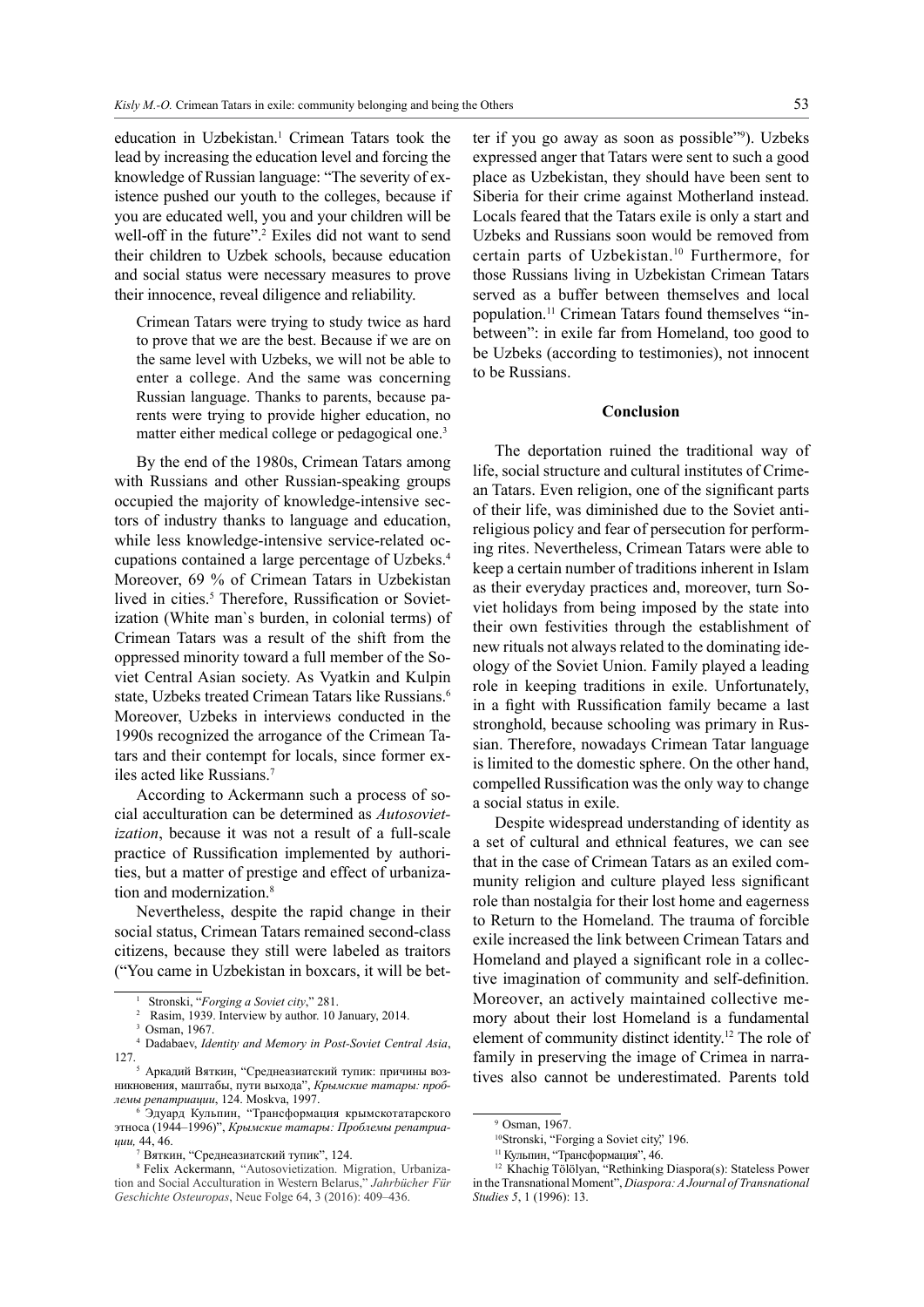education in Uzbekistan.[1] Crimean Tatars took the lead by increasing the education level and forcing the knowledge of Russian language: "The severity of existence pushed our youth to the colleges, because if you are educated well, you and your children will be well-off in the future".[2] Exiles did not want to send their children to Uzbek schools, because education and social status were necessary measures to prove their innocence, reveal diligence and reliability.

> Crimean Tatars were trying to study twice as hard to prove that we are the best. Because if we are on the same level with Uzbeks, we will not be able to enter a college. And the same was concerning Russian language. Thanks to parents, because parents were trying to provide higher education, no matter either medical college or pedagogical one.[3]

By the end of the 1980s, Crimean Tatars among with Russians and other Russian-speaking groups occupied the majority of knowledge-intensive sectors of industry thanks to language and education, while less knowledge-intensive service-related occupations contained a large percentage of Uzbeks.[4] Moreover, 69 % of Crimean Tatars in Uzbekistan lived in cities.[5] Therefore, Russification or Sovietization (White man`s burden, in colonial terms) of Crimean Tatars was a result of the shift from the oppressed minority toward a full member of the Soviet Central Asian society. As Vyatkin and Kulpin state, Uzbeks treated Crimean Tatars like Russians.[6] Moreover, Uzbeks in interviews conducted in the 1990s recognized the arrogance of the Crimean Tatars and their contempt for locals, since former exiles acted like Russians.[7]

According to Ackermann such a process of social acculturation can be determined as *Autosovietization*, because it was not a result of a full-scale practice of Russification implemented by authorities, but a matter of prestige and effect of urbanization and modernization.[8]

Nevertheless, despite the rapid change in their social status, Crimean Tatars remained second-class citizens, because they still were labeled as traitors ("You came in Uzbekistan in boxcars, it will be better if you go away as soon as possible"[9]). Uzbeks expressed anger that Tatars were sent to such a good place as Uzbekistan, they should have been sent to Siberia for their crime against Motherland instead. Locals feared that the Tatars exile is only a start and Uzbeks and Russians soon would be removed from certain parts of Uzbekistan.[10] Furthermore, for those Russians living in Uzbekistan Crimean Tatars served as a buffer between themselves and local population.[11] Crimean Tatars found themselves "in-between": in exile far from Homeland, too good to be Uzbeks (according to testimonies), not innocent to be Russians.

## Conclusion

The deportation ruined the traditional way of life, social structure and cultural institutes of Crimean Tatars. Even religion, one of the significant parts of their life, was diminished due to the Soviet anti-religious policy and fear of persecution for performing rites. Nevertheless, Crimean Tatars were able to keep a certain number of traditions inherent in Islam as their everyday practices and, moreover, turn Soviet holidays from being imposed by the state into their own festivities through the establishment of new rituals not always related to the dominating ideology of the Soviet Union. Family played a leading role in keeping traditions in exile. Unfortunately, in a fight with Russification family became a last stronghold, because schooling was primary in Russian. Therefore, nowadays Crimean Tatar language is limited to the domestic sphere. On the other hand, compelled Russification was the only way to change a social status in exile.

Despite widespread understanding of identity as a set of cultural and ethnical features, we can see that in the case of Crimean Tatars as an exiled community religion and culture played less significant role than nostalgia for their lost home and eagerness to Return to the Homeland. The trauma of forcible exile increased the link between Crimean Tatars and Homeland and played a significant role in a collective imagination of community and self-definition. Moreover, an actively maintained collective memory about their lost Homeland is a fundamental element of community distinct identity.[12] The role of family in preserving the image of Crimea in narratives also cannot be underestimated. Parents told

---

[1] Stronski, "*Forging a Soviet city*," 281.

[2] Rasim, 1939. Interview by author. 10 January, 2014.

[3] Osman, 1967.

[4] Dadabaev, *Identity and Memory in Post-Soviet Central Asia*, 127.

[5] Аркадий Вяткин, "Среднеазиатский тупик: причины возникновения, маштабы, пути выхода", *Крымские татары: проблемы репатриации*, 124. Moskva, 1997.

[6] Эдуард Кульпин, "Трансформация крымскотатарского этноса (1944–1996)", *Крымские татары: Проблемы репатриации,* 44, 46.

[7] Вяткин, "Среднеазиатский тупик", 124.

[8] Felix Ackermann, "Autosovietization. Migration, Urbanization and Social Acculturation in Western Belarus," *Jahrbücher Für Geschichte Osteuropas*, Neue Folge 64, 3 (2016): 409–436.

[9] Osman, 1967.

[10] Stronski, "Forging a Soviet city," 196.

[11] Кульпин, "Трансформация", 46.

[12] Khachig Tölölyan, "Rethinking Diaspora(s): Stateless Power in the Transnational Moment", *Diaspora: A Journal of Transnational Studies 5*, 1 (1996): 13.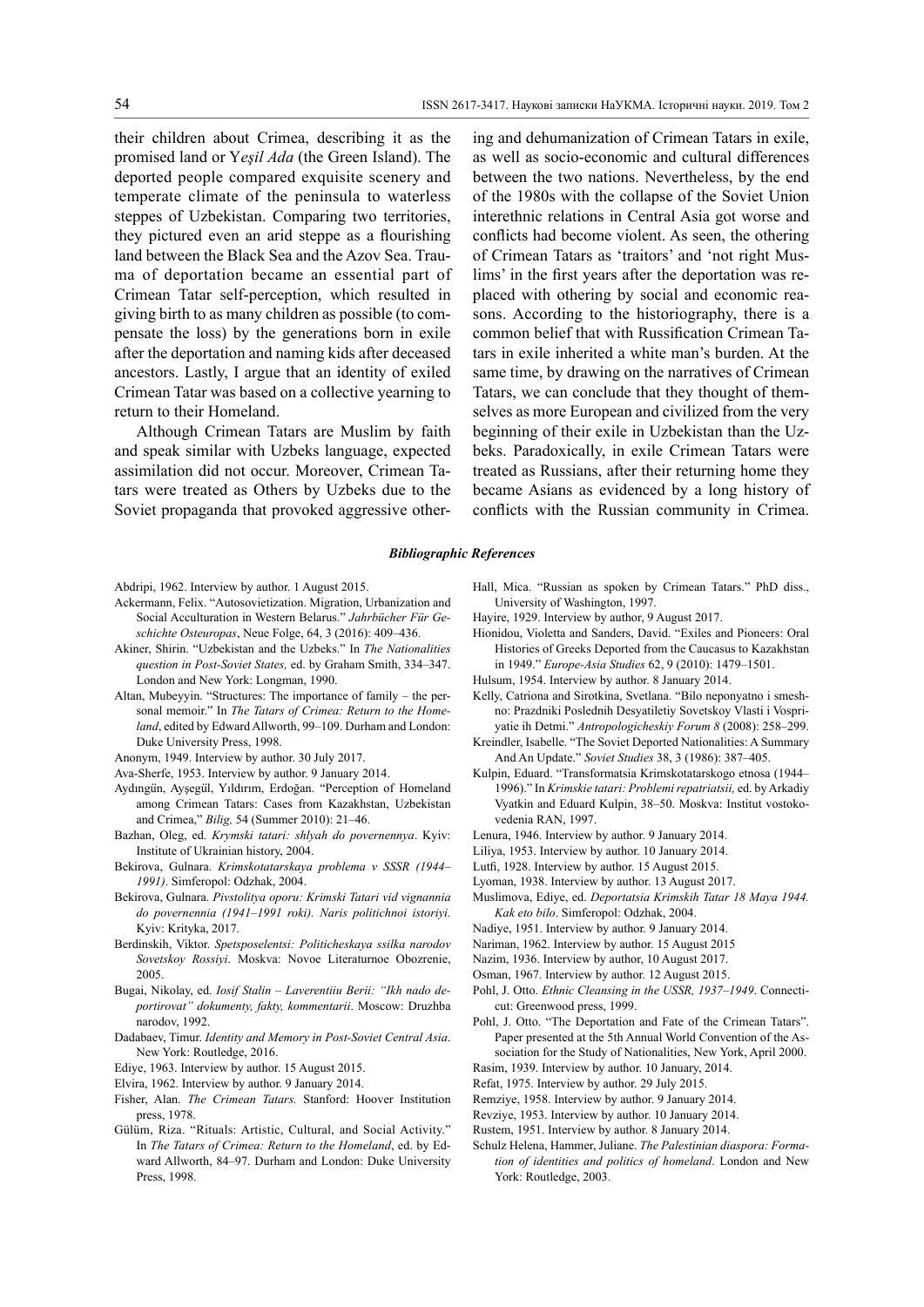their children about Crimea, describing it as the promised land or Y*eşil Ada* (the Green Island). The deported people compared exquisite scenery and temperate climate of the peninsula to waterless steppes of Uzbekistan. Comparing two territories, they pictured even an arid steppe as a flourishing land between the Black Sea and the Azov Sea. Trauma of deportation became an essential part of Crimean Tatar self-perception, which resulted in giving birth to as many children as possible (to compensate the loss) by the generations born in exile after the deportation and naming kids after deceased ancestors. Lastly, I argue that an identity of exiled Crimean Tatar was based on a collective yearning to return to their Homeland.

Although Crimean Tatars are Muslim by faith and speak similar with Uzbeks language, expected assimilation did not occur. Moreover, Crimean Tatars were treated as Others by Uzbeks due to the Soviet propaganda that provoked aggressive othering and dehumanization of Crimean Tatars in exile, as well as socio-economic and cultural differences between the two nations. Nevertheless, by the end of the 1980s with the collapse of the Soviet Union interethnic relations in Central Asia got worse and conflicts had become violent. As seen, the othering of Crimean Tatars as 'traitors' and 'not right Muslims' in the first years after the deportation was replaced with othering by social and economic reasons. According to the historiography, there is a common belief that with Russification Crimean Tatars in exile inherited a white man's burden. At the same time, by drawing on the narratives of Crimean Tatars, we can conclude that they thought of themselves as more European and civilized from the very beginning of their exile in Uzbekistan than the Uzbeks. Paradoxically, in exile Crimean Tatars were treated as Russians, after their returning home they became Asians as evidenced by a long history of conflicts with the Russian community in Crimea.

### *Bibliographic References*

Abdripi, 1962. Interview by author. 1 August 2015.

Ackermann, Felix. "Autosovietization. Migration, Urbanization and Social Acculturation in Western Belarus." *Jahrbücher Für Geschichte Osteuropas*, Neue Folge, 64, 3 (2016): 409–436.

Akiner, Shirin. "Uzbekistan and the Uzbeks." In *The Nationalities question in Post-Soviet States,* ed. by Graham Smith, 334–347. London and New York: Longman, 1990.

Altan, Mubeyyin. "Structures: The importance of family – the personal memoir." In *The Tatars of Crimea: Return to the Homeland*, edited by Edward Allworth, 99–109. Durham and London: Duke University Press, 1998.

Anonym, 1949. Interview by author. 30 July 2017.

Ava-Sherfe, 1953. Interview by author. 9 January 2014.

Aydıngün, Ayşegül, Yıldırım, Erdoğan. "Perception of Homeland among Crimean Tatars: Cases from Kazakhstan, Uzbekistan and Crimea," *Bilig,* 54 (Summer 2010): 21–46.

Bazhan, Oleg, ed. *Krymski tatari: shlyah do povernennya*. Kyiv: Institute of Ukrainian history, 2004.

Bekirova, Gulnara. *Krimskotatarskaya problema v SSSR (1944–1991)*. Simferopol: Odzhak, 2004.

Bekirova, Gulnara. *Pivstolitya oporu: Krimski Tatari vid vignannia do povernennia (1941–1991 roki). Naris politichnoi istoriyi.* Kyiv: Krityka, 2017.

Berdinskih, Viktor. *Spetsposelentsi: Politicheskaya ssilka narodov Sovetskoy Rossiyi*. Moskva: Novoe Literaturnoe Obozrenie, 2005.

Bugai, Nikolay, ed. *Iosif Stalin – Laverentiiu Berii: "Ikh nado deportirovat" dokumenty, fakty, kommentarii*. Moscow: Druzhba narodov, 1992.

Dadabaev, Timur. *Identity and Memory in Post-Soviet Central Asia*. New York: Routledge, 2016.

Ediye, 1963. Interview by author. 15 August 2015.

Elvira, 1962. Interview by author. 9 January 2014.

Fisher, Alan. *The Crimean Tatars.* Stanford: Hoover Institution press, 1978.

Gülüm, Riza. "Rituals: Artistic, Cultural, and Social Activity." In *The Tatars of Crimea: Return to the Homeland*, ed. by Edward Allworth, 84–97. Durham and London: Duke University Press, 1998.

Hall, Mica. "Russian as spoken by Crimean Tatars." PhD diss., University of Washington, 1997.

Hayire, 1929. Interview by author, 9 August 2017.

Hionidou, Violetta and Sanders, David. "Exiles and Pioneers: Oral Histories of Greeks Deported from the Caucasus to Kazakhstan in 1949." *Europe-Asia Studies* 62, 9 (2010): 1479–1501.

Hulsum, 1954. Interview by author. 8 January 2014.

Kelly, Catriona and Sirotkina, Svetlana. "Bilo neponyatno i smeshno: Prazdniki Poslednih Desyatiletiy Sovetskoy Vlasti i Vospriyatie ih Detmi." *Antropologicheskiy Forum 8* (2008): 258–299.

Kreindler, Isabelle. "The Soviet Deported Nationalities: A Summary And An Update." *Soviet Studies* 38, 3 (1986): 387–405.

Kulpin, Eduard. "Transformatsia Krimskotatarskogo etnosa (1944–1996)." In *Krimskie tatari: Problemi repatriatsii,* ed. by Arkadiy Vyatkin and Eduard Kulpin, 38–50. Moskva: Institut vostokovedenia RAN, 1997.

Lenura, 1946. Interview by author. 9 January 2014.

Liliya, 1953. Interview by author. 10 January 2014.

Lutfi, 1928. Interview by author. 15 August 2015.

Lyoman, 1938. Interview by author. 13 August 2017.

Muslimova, Ediye, ed. *Deportatsia Krimskih Tatar 18 Maya 1944. Kak eto bilo*. Simferopol: Odzhak, 2004.

Nadiye, 1951. Interview by author. 9 January 2014.

Nariman, 1962. Interview by author. 15 August 2015

Nazim, 1936. Interview by author, 10 August 2017.

Osman, 1967. Interview by author. 12 August 2015.

Pohl, J. Otto. *Ethnic Cleansing in the USSR, 1937–1949*. Connecticut: Greenwood press, 1999.

Pohl, J. Otto. "The Deportation and Fate of the Crimean Tatars". Paper presented at the 5th Annual World Convention of the Association for the Study of Nationalities, New York, April 2000.

Rasim, 1939. Interview by author. 10 January, 2014.

Refat, 1975. Interview by author. 29 July 2015.

Remziye, 1958. Interview by author. 9 January 2014.

Revziye, 1953. Interview by author. 10 January 2014.

Rustem, 1951. Interview by author. 8 January 2014.

Schulz Helena, Hammer, Juliane. *The Palestinian diaspora: Formation of identities and politics of homeland*. London and New York: Routledge, 2003.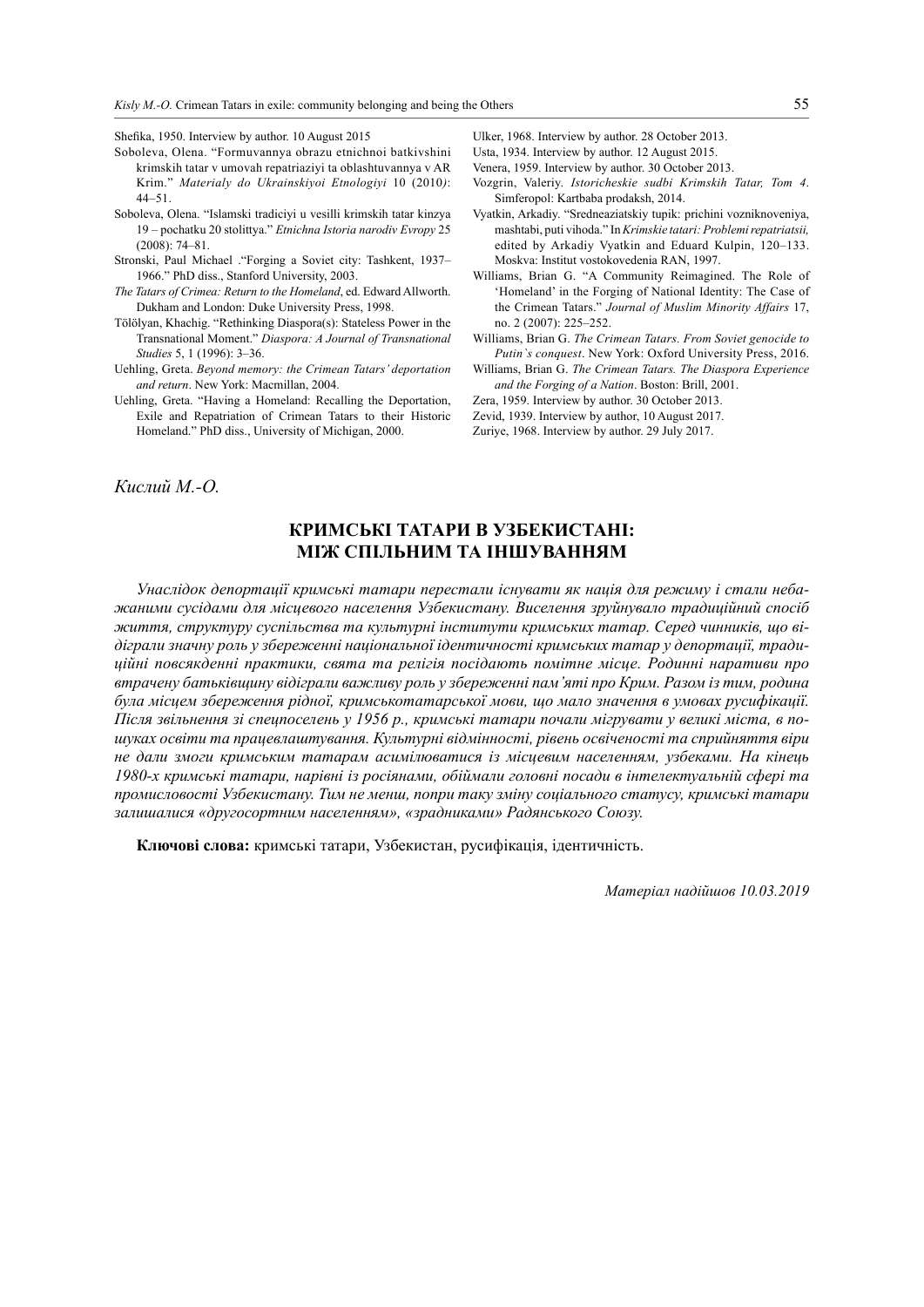Shefika, 1950. Interview by author. 10 August 2015

Soboleva, Olena. "Formuvannya obrazu etnichnoi batkivshini krimskih tatar v umovah repatriaziyi ta oblashtuvannya v AR Krim." *Materialy do Ukrainskiyoi Etnologiyi* 10 (2010*)*: 44–51.

Soboleva, Olena. "Islamski tradiciyi u vesilli krimskih tatar kinzya 19 – pochatku 20 stolittya." *Etnichna Istoria narodiv Evropy* 25 (2008): 74–81.

Stronski, Paul Michael ."Forging a Soviet city: Tashkent, 1937–1966." PhD diss., Stanford University, 2003.

*The Tatars of Crimea: Return to the Homeland*, ed. Edward Allworth. Dukham and London: Duke University Press, 1998.

Tölölyan, Khachig. "Rethinking Diaspora(s): Stateless Power in the Transnational Moment." *Diaspora: A Journal of Transnational Studies* 5, 1 (1996): 3–36.

Uehling, Greta. *Beyond memory: the Crimean Tatars' deportation and return*. New York: Macmillan, 2004.

Uehling, Greta. "Having a Homeland: Recalling the Deportation, Exile and Repatriation of Crimean Tatars to their Historic Homeland." PhD diss., University of Michigan, 2000.

Ulker, 1968. Interview by author. 28 October 2013.

Usta, 1934. Interview by author. 12 August 2015.

Venera, 1959. Interview by author. 30 October 2013.

Vozgrin, Valeriy. *Istoricheskie sudbi Krimskih Tatar, Tom 4*. Simferopol: Kartbaba prodaksh, 2014.

Vyatkin, Arkadiy. "Sredneaziatskiy tupik: prichini vozniknoveniya, mashtabi, puti vihoda." In *Krimskie tatari: Problemi repatriatsii,* edited by Arkadiy Vyatkin and Eduard Kulpin, 120–133. Moskva: Institut vostokovedenia RAN, 1997.

Williams, Brian G. "A Community Reimagined. The Role of 'Homeland' in the Forging of National Identity: The Case of the Crimean Tatars." *Journal of Muslim Minority Affairs* 17, no. 2 (2007): 225–252.

Williams, Brian G. *The Crimean Tatars. From Soviet genocide to Putin's conquest*. New York: Oxford University Press, 2016.

Williams, Brian G. *The Crimean Tatars. The Diaspora Experience and the Forging of a Nation*. Boston: Brill, 2001.

Zera, 1959. Interview by author. 30 October 2013.

Zevid, 1939. Interview by author, 10 August 2017.

Zuriye, 1968. Interview by author. 29 July 2017.

*Кислий М.-О.*

## КРИМСЬКІ ТАТАРИ В УЗБЕКИСТАНІ: МІЖ СПІЛЬНИМ ТА ІНШУВАННЯМ

*Унаслідок депортації кримські татари перестали існувати як нація для режиму і стали небажаними сусідами для місцевого населення Узбекистану. Виселення зруйнувало традиційний спосіб життя, структуру суспільства та культурні інститути кримських татар. Серед чинників, що відіграли значну роль у збереженні національної ідентичності кримських татар у депортації, традиційні повсякденні практики, свята та релігія посідають помітне місце. Родинні наративи про втрачену батьківщину відігрconsiderали важливу роль у збереженні пам'яті про Крим. Разом із тим, родина була місцем збереження рідної, кримськотатарської мови, що мало значення в умовах русифікації. Після звільнення зі спецпоселень у 1956 р., кримські татари почали мігрувати у великі міста, в пошуках освіти та працевлаштування. Культурні відмінності, рівень освіченості та сприйняття віри не дали змоги кримським татарам асимілюватися із місцевим населенням, узбеками. На кінець 1980-х кримські татари, нарівні із росіянами, обіймали головні посади в інтелектуальній сфері та промисловості Узбекистану. Тим не менш, попри таку зміну соціального статусу, кримські татари залишалися «другосортним населенням», «зрадниками» Радянського Союзу.*

**Ключові слова:** кримські татари, Узбекистан, русифікація, ідентичність.

*Матеріал надійшов 10.03.2019*